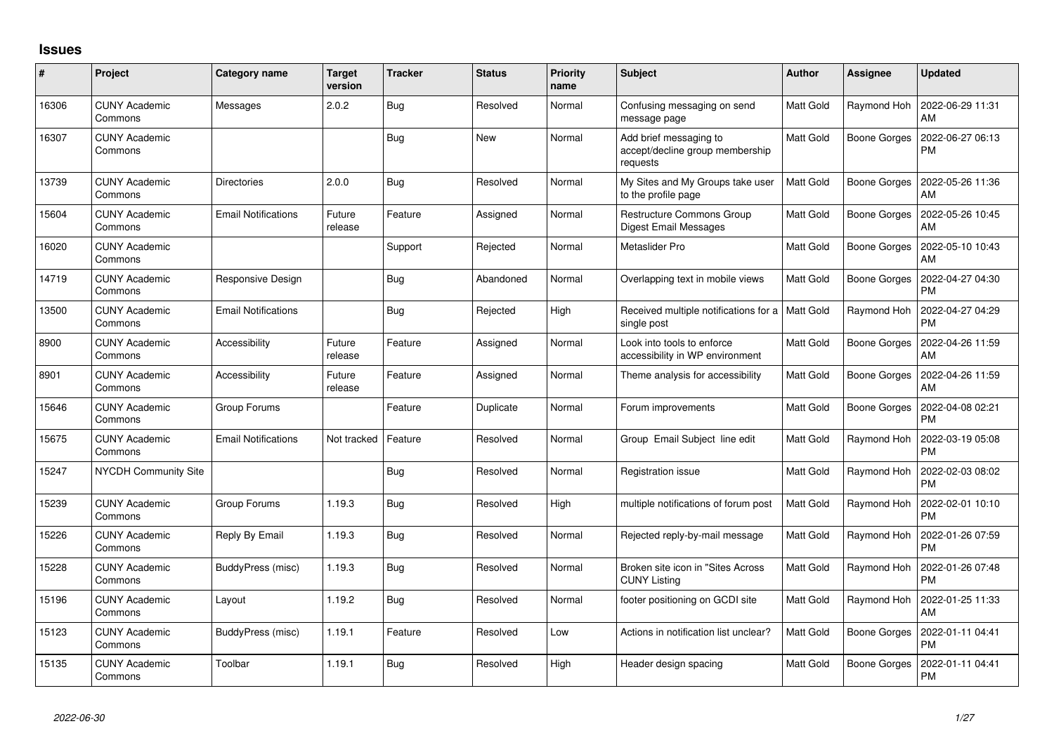## Issues

| # | Project | Category name | Target version | Tracker | Status | Priority name | Subject | Author | Assignee | Updated |
|---|---|---|---|---|---|---|---|---|---|---|
| 16306 | CUNY Academic Commons | Messages | 2.0.2 | Bug | Resolved | Normal | Confusing messaging on send message page | Matt Gold | Raymond Hoh | 2022-06-29 11:31 AM |
| 16307 | CUNY Academic Commons | | | Bug | New | Normal | Add brief messaging to accept/decline group membership requests | Matt Gold | Boone Gorges | 2022-06-27 06:13 PM |
| 13739 | CUNY Academic Commons | Directories | 2.0.0 | Bug | Resolved | Normal | My Sites and My Groups take user to the profile page | Matt Gold | Boone Gorges | 2022-05-26 11:36 AM |
| 15604 | CUNY Academic Commons | Email Notifications | Future release | Feature | Assigned | Normal | Restructure Commons Group Digest Email Messages | Matt Gold | Boone Gorges | 2022-05-26 10:45 AM |
| 16020 | CUNY Academic Commons | | | Support | Rejected | Normal | Metaslider Pro | Matt Gold | Boone Gorges | 2022-05-10 10:43 AM |
| 14719 | CUNY Academic Commons | Responsive Design | | Bug | Abandoned | Normal | Overlapping text in mobile views | Matt Gold | Boone Gorges | 2022-04-27 04:30 PM |
| 13500 | CUNY Academic Commons | Email Notifications | | Bug | Rejected | High | Received multiple notifications for a single post | Matt Gold | Raymond Hoh | 2022-04-27 04:29 PM |
| 8900 | CUNY Academic Commons | Accessibility | Future release | Feature | Assigned | Normal | Look into tools to enforce accessibility in WP environment | Matt Gold | Boone Gorges | 2022-04-26 11:59 AM |
| 8901 | CUNY Academic Commons | Accessibility | Future release | Feature | Assigned | Normal | Theme analysis for accessibility | Matt Gold | Boone Gorges | 2022-04-26 11:59 AM |
| 15646 | CUNY Academic Commons | Group Forums | | Feature | Duplicate | Normal | Forum improvements | Matt Gold | Boone Gorges | 2022-04-08 02:21 PM |
| 15675 | CUNY Academic Commons | Email Notifications | Not tracked | Feature | Resolved | Normal | Group Email Subject line edit | Matt Gold | Raymond Hoh | 2022-03-19 05:08 PM |
| 15247 | NYCDH Community Site | | | Bug | Resolved | Normal | Registration issue | Matt Gold | Raymond Hoh | 2022-02-03 08:02 PM |
| 15239 | CUNY Academic Commons | Group Forums | 1.19.3 | Bug | Resolved | High | multiple notifications of forum post | Matt Gold | Raymond Hoh | 2022-02-01 10:10 PM |
| 15226 | CUNY Academic Commons | Reply By Email | 1.19.3 | Bug | Resolved | Normal | Rejected reply-by-mail message | Matt Gold | Raymond Hoh | 2022-01-26 07:59 PM |
| 15228 | CUNY Academic Commons | BuddyPress (misc) | 1.19.3 | Bug | Resolved | Normal | Broken site icon in "Sites Across CUNY Listing | Matt Gold | Raymond Hoh | 2022-01-26 07:48 PM |
| 15196 | CUNY Academic Commons | Layout | 1.19.2 | Bug | Resolved | Normal | footer positioning on GCDI site | Matt Gold | Raymond Hoh | 2022-01-25 11:33 AM |
| 15123 | CUNY Academic Commons | BuddyPress (misc) | 1.19.1 | Feature | Resolved | Low | Actions in notification list unclear? | Matt Gold | Boone Gorges | 2022-01-11 04:41 PM |
| 15135 | CUNY Academic Commons | Toolbar | 1.19.1 | Bug | Resolved | High | Header design spacing | Matt Gold | Boone Gorges | 2022-01-11 04:41 PM |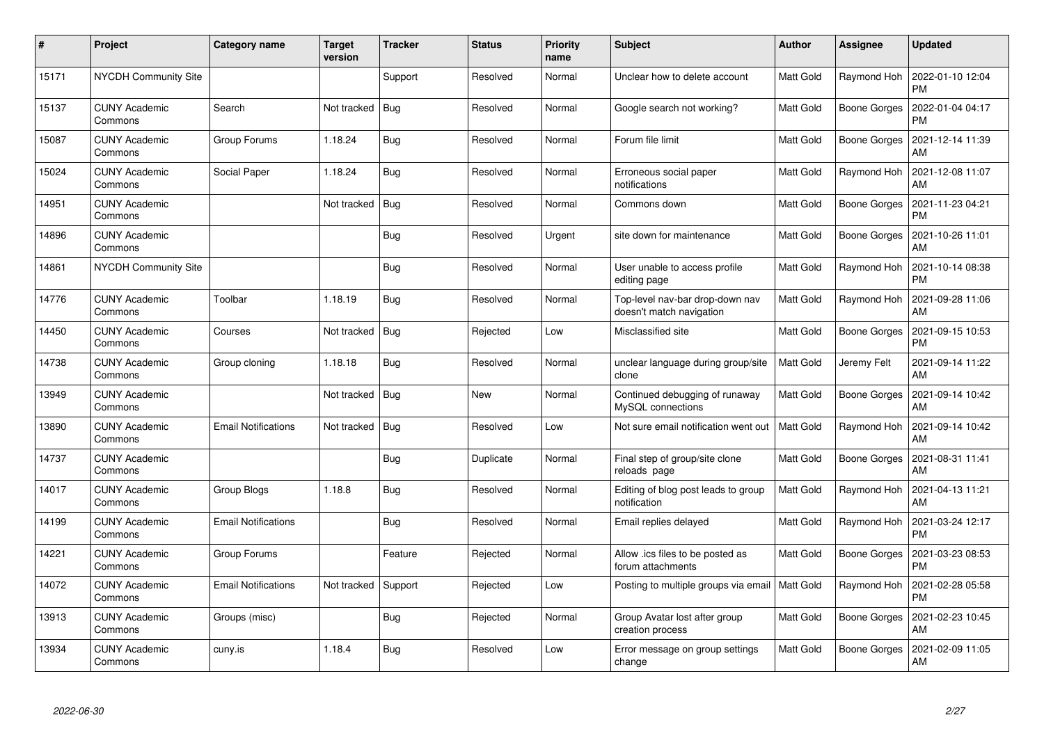| # | Project | Category name | Target version | Tracker | Status | Priority name | Subject | Author | Assignee | Updated |
|---|---|---|---|---|---|---|---|---|---|---|
| 15171 | NYCDH Community Site | | | Support | Resolved | Normal | Unclear how to delete account | Matt Gold | Raymond Hoh | 2022-01-10 12:04 PM |
| 15137 | CUNY Academic Commons | Search | Not tracked | Bug | Resolved | Normal | Google search not working? | Matt Gold | Boone Gorges | 2022-01-04 04:17 PM |
| 15087 | CUNY Academic Commons | Group Forums | 1.18.24 | Bug | Resolved | Normal | Forum file limit | Matt Gold | Boone Gorges | 2021-12-14 11:39 AM |
| 15024 | CUNY Academic Commons | Social Paper | 1.18.24 | Bug | Resolved | Normal | Erroneous social paper notifications | Matt Gold | Raymond Hoh | 2021-12-08 11:07 AM |
| 14951 | CUNY Academic Commons | | Not tracked | Bug | Resolved | Normal | Commons down | Matt Gold | Boone Gorges | 2021-11-23 04:21 PM |
| 14896 | CUNY Academic Commons | | | Bug | Resolved | Urgent | site down for maintenance | Matt Gold | Boone Gorges | 2021-10-26 11:01 AM |
| 14861 | NYCDH Community Site | | | Bug | Resolved | Normal | User unable to access profile editing page | Matt Gold | Raymond Hoh | 2021-10-14 08:38 PM |
| 14776 | CUNY Academic Commons | Toolbar | 1.18.19 | Bug | Resolved | Normal | Top-level nav-bar drop-down nav doesn't match navigation | Matt Gold | Raymond Hoh | 2021-09-28 11:06 AM |
| 14450 | CUNY Academic Commons | Courses | Not tracked | Bug | Rejected | Low | Misclassified site | Matt Gold | Boone Gorges | 2021-09-15 10:53 PM |
| 14738 | CUNY Academic Commons | Group cloning | 1.18.18 | Bug | Resolved | Normal | unclear language during group/site clone | Matt Gold | Jeremy Felt | 2021-09-14 11:22 AM |
| 13949 | CUNY Academic Commons | | Not tracked | Bug | New | Normal | Continued debugging of runaway MySQL connections | Matt Gold | Boone Gorges | 2021-09-14 10:42 AM |
| 13890 | CUNY Academic Commons | Email Notifications | Not tracked | Bug | Resolved | Low | Not sure email notification went out | Matt Gold | Raymond Hoh | 2021-09-14 10:42 AM |
| 14737 | CUNY Academic Commons | | | Bug | Duplicate | Normal | Final step of group/site clone reloads page | Matt Gold | Boone Gorges | 2021-08-31 11:41 AM |
| 14017 | CUNY Academic Commons | Group Blogs | 1.18.8 | Bug | Resolved | Normal | Editing of blog post leads to group notification | Matt Gold | Raymond Hoh | 2021-04-13 11:21 AM |
| 14199 | CUNY Academic Commons | Email Notifications | | Bug | Resolved | Normal | Email replies delayed | Matt Gold | Raymond Hoh | 2021-03-24 12:17 PM |
| 14221 | CUNY Academic Commons | Group Forums | | Feature | Rejected | Normal | Allow .ics files to be posted as forum attachments | Matt Gold | Boone Gorges | 2021-03-23 08:53 PM |
| 14072 | CUNY Academic Commons | Email Notifications | Not tracked | Support | Rejected | Low | Posting to multiple groups via email | Matt Gold | Raymond Hoh | 2021-02-28 05:58 PM |
| 13913 | CUNY Academic Commons | Groups (misc) | | Bug | Rejected | Normal | Group Avatar lost after group creation process | Matt Gold | Boone Gorges | 2021-02-23 10:45 AM |
| 13934 | CUNY Academic Commons | cuny.is | 1.18.4 | Bug | Resolved | Low | Error message on group settings change | Matt Gold | Boone Gorges | 2021-02-09 11:05 AM |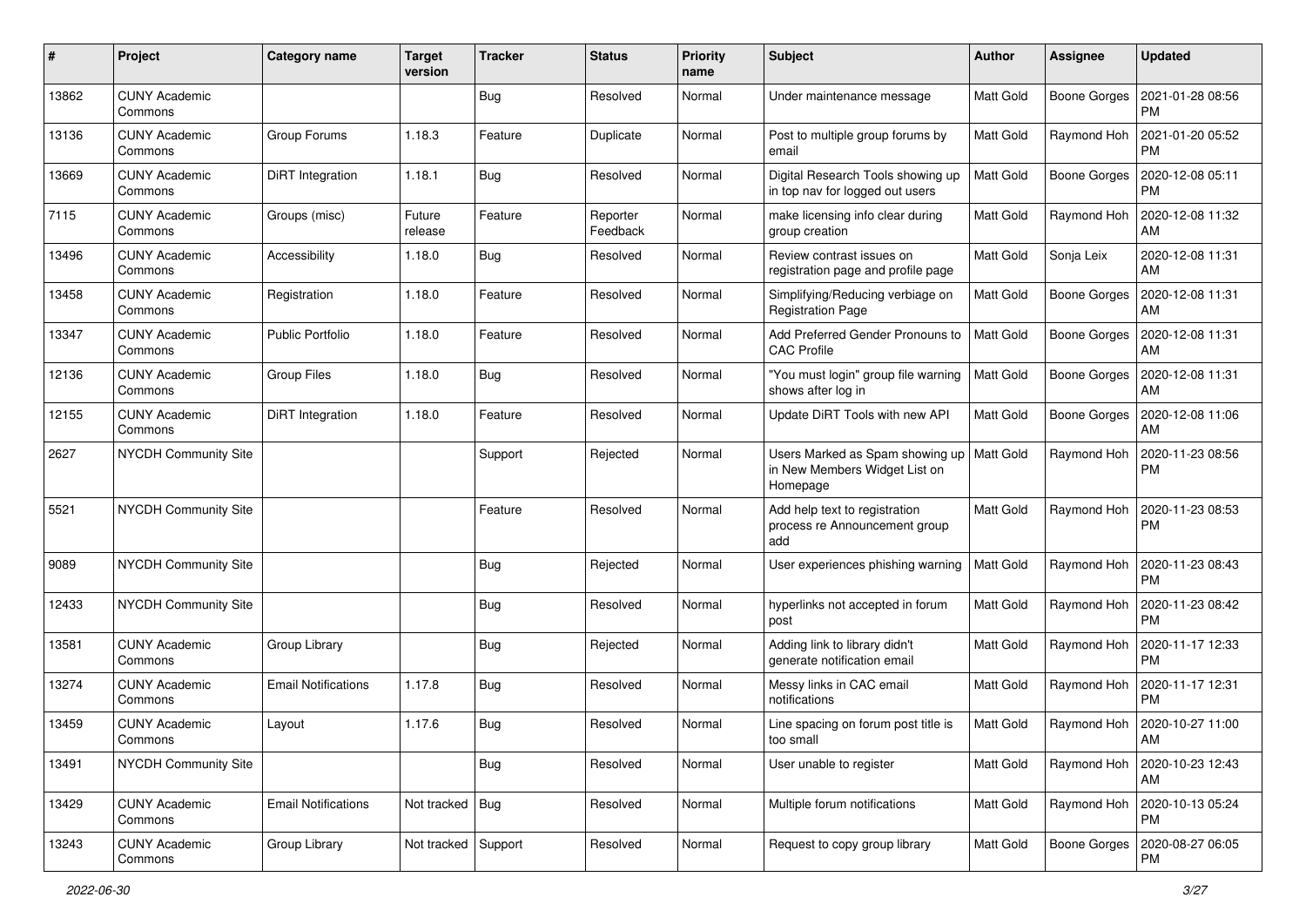| # | Project | Category name | Target version | Tracker | Status | Priority name | Subject | Author | Assignee | Updated |
|---|---|---|---|---|---|---|---|---|---|---|
| 13862 | CUNY Academic Commons | | | Bug | Resolved | Normal | Under maintenance message | Matt Gold | Boone Gorges | 2021-01-28 08:56 PM |
| 13136 | CUNY Academic Commons | Group Forums | 1.18.3 | Feature | Duplicate | Normal | Post to multiple group forums by email | Matt Gold | Raymond Hoh | 2021-01-20 05:52 PM |
| 13669 | CUNY Academic Commons | DiRT Integration | 1.18.1 | Bug | Resolved | Normal | Digital Research Tools showing up in top nav for logged out users | Matt Gold | Boone Gorges | 2020-12-08 05:11 PM |
| 7115 | CUNY Academic Commons | Groups (misc) | Future release | Feature | Reporter Feedback | Normal | make licensing info clear during group creation | Matt Gold | Raymond Hoh | 2020-12-08 11:32 AM |
| 13496 | CUNY Academic Commons | Accessibility | 1.18.0 | Bug | Resolved | Normal | Review contrast issues on registration page and profile page | Matt Gold | Sonja Leix | 2020-12-08 11:31 AM |
| 13458 | CUNY Academic Commons | Registration | 1.18.0 | Feature | Resolved | Normal | Simplifying/Reducing verbiage on Registration Page | Matt Gold | Boone Gorges | 2020-12-08 11:31 AM |
| 13347 | CUNY Academic Commons | Public Portfolio | 1.18.0 | Feature | Resolved | Normal | Add Preferred Gender Pronouns to CAC Profile | Matt Gold | Boone Gorges | 2020-12-08 11:31 AM |
| 12136 | CUNY Academic Commons | Group Files | 1.18.0 | Bug | Resolved | Normal | "You must login" group file warning shows after log in | Matt Gold | Boone Gorges | 2020-12-08 11:31 AM |
| 12155 | CUNY Academic Commons | DiRT Integration | 1.18.0 | Feature | Resolved | Normal | Update DiRT Tools with new API | Matt Gold | Boone Gorges | 2020-12-08 11:06 AM |
| 2627 | NYCDH Community Site | | | Support | Rejected | Normal | Users Marked as Spam showing up in New Members Widget List on Homepage | Matt Gold | Raymond Hoh | 2020-11-23 08:56 PM |
| 5521 | NYCDH Community Site | | | Feature | Resolved | Normal | Add help text to registration process re Announcement group add | Matt Gold | Raymond Hoh | 2020-11-23 08:53 PM |
| 9089 | NYCDH Community Site | | | Bug | Rejected | Normal | User experiences phishing warning | Matt Gold | Raymond Hoh | 2020-11-23 08:43 PM |
| 12433 | NYCDH Community Site | | | Bug | Resolved | Normal | hyperlinks not accepted in forum post | Matt Gold | Raymond Hoh | 2020-11-23 08:42 PM |
| 13581 | CUNY Academic Commons | Group Library | | Bug | Rejected | Normal | Adding link to library didn't generate notification email | Matt Gold | Raymond Hoh | 2020-11-17 12:33 PM |
| 13274 | CUNY Academic Commons | Email Notifications | 1.17.8 | Bug | Resolved | Normal | Messy links in CAC email notifications | Matt Gold | Raymond Hoh | 2020-11-17 12:31 PM |
| 13459 | CUNY Academic Commons | Layout | 1.17.6 | Bug | Resolved | Normal | Line spacing on forum post title is too small | Matt Gold | Raymond Hoh | 2020-10-27 11:00 AM |
| 13491 | NYCDH Community Site | | | Bug | Resolved | Normal | User unable to register | Matt Gold | Raymond Hoh | 2020-10-23 12:43 AM |
| 13429 | CUNY Academic Commons | Email Notifications | Not tracked | Bug | Resolved | Normal | Multiple forum notifications | Matt Gold | Raymond Hoh | 2020-10-13 05:24 PM |
| 13243 | CUNY Academic Commons | Group Library | Not tracked | Support | Resolved | Normal | Request to copy group library | Matt Gold | Boone Gorges | 2020-08-27 06:05 PM |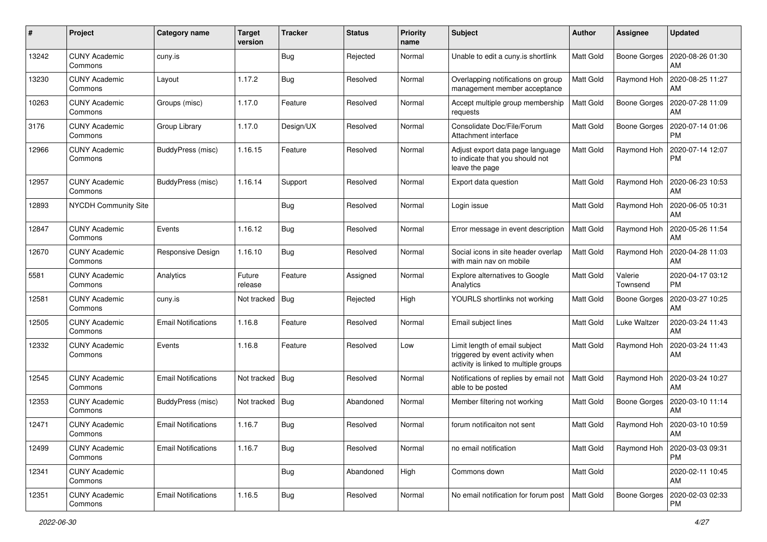| # | Project | Category name | Target version | Tracker | Status | Priority name | Subject | Author | Assignee | Updated |
|---|---|---|---|---|---|---|---|---|---|---|
| 13242 | CUNY Academic Commons | cuny.is | | Bug | Rejected | Normal | Unable to edit a cuny.is shortlink | Matt Gold | Boone Gorges | 2020-08-26 01:30 AM |
| 13230 | CUNY Academic Commons | Layout | 1.17.2 | Bug | Resolved | Normal | Overlapping notifications on group management member acceptance | Matt Gold | Raymond Hoh | 2020-08-25 11:27 AM |
| 10263 | CUNY Academic Commons | Groups (misc) | 1.17.0 | Feature | Resolved | Normal | Accept multiple group membership requests | Matt Gold | Boone Gorges | 2020-07-28 11:09 AM |
| 3176 | CUNY Academic Commons | Group Library | 1.17.0 | Design/UX | Resolved | Normal | Consolidate Doc/File/Forum Attachment interface | Matt Gold | Boone Gorges | 2020-07-14 01:06 PM |
| 12966 | CUNY Academic Commons | BuddyPress (misc) | 1.16.15 | Feature | Resolved | Normal | Adjust export data page language to indicate that you should not leave the page | Matt Gold | Raymond Hoh | 2020-07-14 12:07 PM |
| 12957 | CUNY Academic Commons | BuddyPress (misc) | 1.16.14 | Support | Resolved | Normal | Export data question | Matt Gold | Raymond Hoh | 2020-06-23 10:53 AM |
| 12893 | NYCDH Community Site | | | Bug | Resolved | Normal | Login issue | Matt Gold | Raymond Hoh | 2020-06-05 10:31 AM |
| 12847 | CUNY Academic Commons | Events | 1.16.12 | Bug | Resolved | Normal | Error message in event description | Matt Gold | Raymond Hoh | 2020-05-26 11:54 AM |
| 12670 | CUNY Academic Commons | Responsive Design | 1.16.10 | Bug | Resolved | Normal | Social icons in site header overlap with main nav on mobile | Matt Gold | Raymond Hoh | 2020-04-28 11:03 AM |
| 5581 | CUNY Academic Commons | Analytics | Future release | Feature | Assigned | Normal | Explore alternatives to Google Analytics | Matt Gold | Valerie Townsend | 2020-04-17 03:12 PM |
| 12581 | CUNY Academic Commons | cuny.is | Not tracked | Bug | Rejected | High | YOURLS shortlinks not working | Matt Gold | Boone Gorges | 2020-03-27 10:25 AM |
| 12505 | CUNY Academic Commons | Email Notifications | 1.16.8 | Feature | Resolved | Normal | Email subject lines | Matt Gold | Luke Waltzer | 2020-03-24 11:43 AM |
| 12332 | CUNY Academic Commons | Events | 1.16.8 | Feature | Resolved | Low | Limit length of email subject triggered by event activity when activity is linked to multiple groups | Matt Gold | Raymond Hoh | 2020-03-24 11:43 AM |
| 12545 | CUNY Academic Commons | Email Notifications | Not tracked | Bug | Resolved | Normal | Notifications of replies by email not able to be posted | Matt Gold | Raymond Hoh | 2020-03-24 10:27 AM |
| 12353 | CUNY Academic Commons | BuddyPress (misc) | Not tracked | Bug | Abandoned | Normal | Member filtering not working | Matt Gold | Boone Gorges | 2020-03-10 11:14 AM |
| 12471 | CUNY Academic Commons | Email Notifications | 1.16.7 | Bug | Resolved | Normal | forum notificaiton not sent | Matt Gold | Raymond Hoh | 2020-03-10 10:59 AM |
| 12499 | CUNY Academic Commons | Email Notifications | 1.16.7 | Bug | Resolved | Normal | no email notification | Matt Gold | Raymond Hoh | 2020-03-03 09:31 PM |
| 12341 | CUNY Academic Commons | | | Bug | Abandoned | High | Commons down | Matt Gold | | 2020-02-11 10:45 AM |
| 12351 | CUNY Academic Commons | Email Notifications | 1.16.5 | Bug | Resolved | Normal | No email notification for forum post | Matt Gold | Boone Gorges | 2020-02-03 02:33 PM |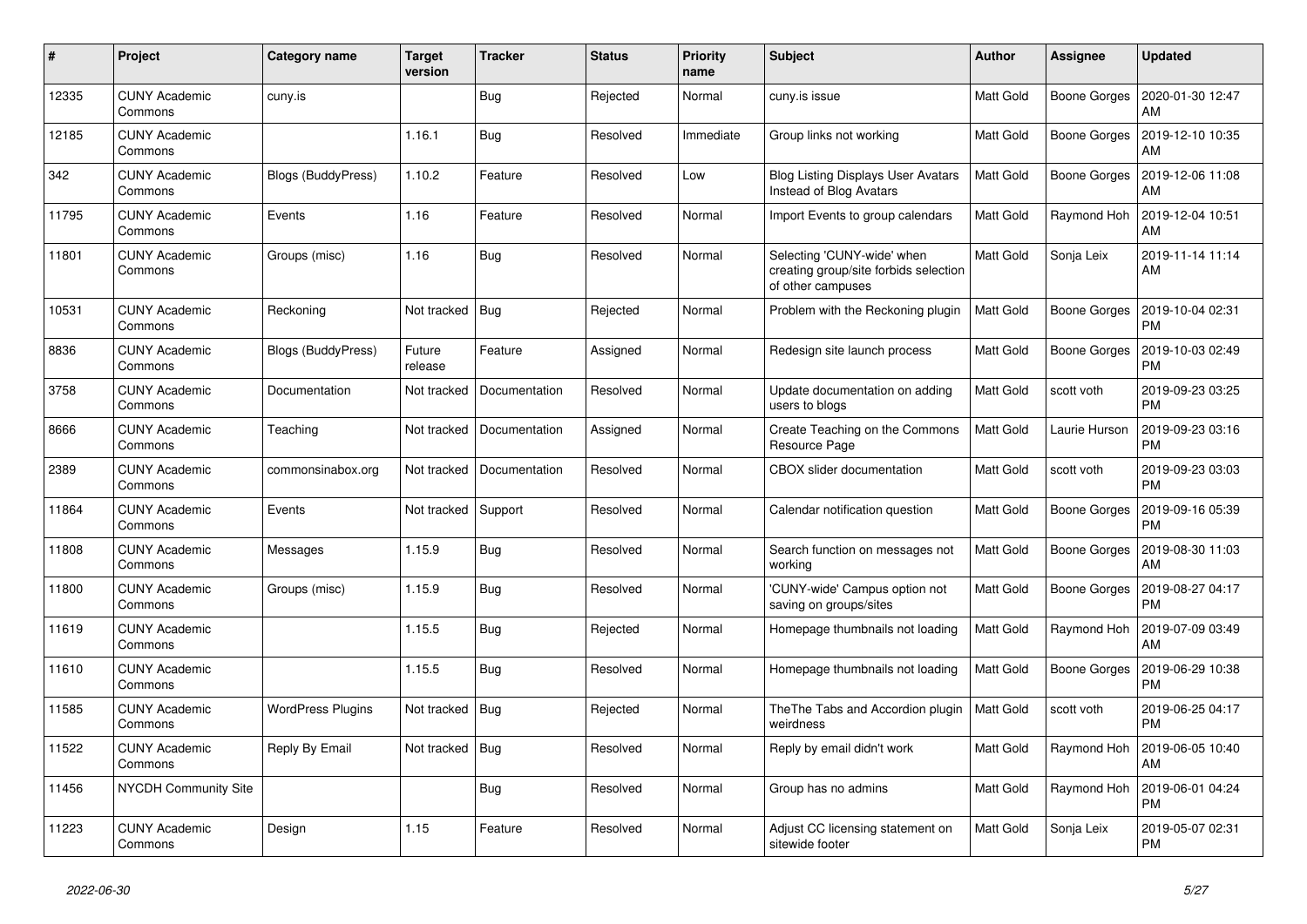| # | Project | Category name | Target version | Tracker | Status | Priority name | Subject | Author | Assignee | Updated |
|---|---|---|---|---|---|---|---|---|---|---|
| 12335 | CUNY Academic Commons | cuny.is | | Bug | Rejected | Normal | cuny.is issue | Matt Gold | Boone Gorges | 2020-01-30 12:47 AM |
| 12185 | CUNY Academic Commons | | 1.16.1 | Bug | Resolved | Immediate | Group links not working | Matt Gold | Boone Gorges | 2019-12-10 10:35 AM |
| 342 | CUNY Academic Commons | Blogs (BuddyPress) | 1.10.2 | Feature | Resolved | Low | Blog Listing Displays User Avatars Instead of Blog Avatars | Matt Gold | Boone Gorges | 2019-12-06 11:08 AM |
| 11795 | CUNY Academic Commons | Events | 1.16 | Feature | Resolved | Normal | Import Events to group calendars | Matt Gold | Raymond Hoh | 2019-12-04 10:51 AM |
| 11801 | CUNY Academic Commons | Groups (misc) | 1.16 | Bug | Resolved | Normal | Selecting 'CUNY-wide' when creating group/site forbids selection of other campuses | Matt Gold | Sonja Leix | 2019-11-14 11:14 AM |
| 10531 | CUNY Academic Commons | Reckoning | Not tracked | Bug | Rejected | Normal | Problem with the Reckoning plugin | Matt Gold | Boone Gorges | 2019-10-04 02:31 PM |
| 8836 | CUNY Academic Commons | Blogs (BuddyPress) | Future release | Feature | Assigned | Normal | Redesign site launch process | Matt Gold | Boone Gorges | 2019-10-03 02:49 PM |
| 3758 | CUNY Academic Commons | Documentation | Not tracked | Documentation | Resolved | Normal | Update documentation on adding users to blogs | Matt Gold | scott voth | 2019-09-23 03:25 PM |
| 8666 | CUNY Academic Commons | Teaching | Not tracked | Documentation | Assigned | Normal | Create Teaching on the Commons Resource Page | Matt Gold | Laurie Hurson | 2019-09-23 03:16 PM |
| 2389 | CUNY Academic Commons | commonsinabox.org | Not tracked | Documentation | Resolved | Normal | CBOX slider documentation | Matt Gold | scott voth | 2019-09-23 03:03 PM |
| 11864 | CUNY Academic Commons | Events | Not tracked | Support | Resolved | Normal | Calendar notification question | Matt Gold | Boone Gorges | 2019-09-16 05:39 PM |
| 11808 | CUNY Academic Commons | Messages | 1.15.9 | Bug | Resolved | Normal | Search function on messages not working | Matt Gold | Boone Gorges | 2019-08-30 11:03 AM |
| 11800 | CUNY Academic Commons | Groups (misc) | 1.15.9 | Bug | Resolved | Normal | 'CUNY-wide' Campus option not saving on groups/sites | Matt Gold | Boone Gorges | 2019-08-27 04:17 PM |
| 11619 | CUNY Academic Commons | | 1.15.5 | Bug | Rejected | Normal | Homepage thumbnails not loading | Matt Gold | Raymond Hoh | 2019-07-09 03:49 AM |
| 11610 | CUNY Academic Commons | | 1.15.5 | Bug | Resolved | Normal | Homepage thumbnails not loading | Matt Gold | Boone Gorges | 2019-06-29 10:38 PM |
| 11585 | CUNY Academic Commons | WordPress Plugins | Not tracked | Bug | Rejected | Normal | TheThe Tabs and Accordion plugin weirdness | Matt Gold | scott voth | 2019-06-25 04:17 PM |
| 11522 | CUNY Academic Commons | Reply By Email | Not tracked | Bug | Resolved | Normal | Reply by email didn't work | Matt Gold | Raymond Hoh | 2019-06-05 10:40 AM |
| 11456 | NYCDH Community Site | | | Bug | Resolved | Normal | Group has no admins | Matt Gold | Raymond Hoh | 2019-06-01 04:24 PM |
| 11223 | CUNY Academic Commons | Design | 1.15 | Feature | Resolved | Normal | Adjust CC licensing statement on sitewide footer | Matt Gold | Sonja Leix | 2019-05-07 02:31 PM |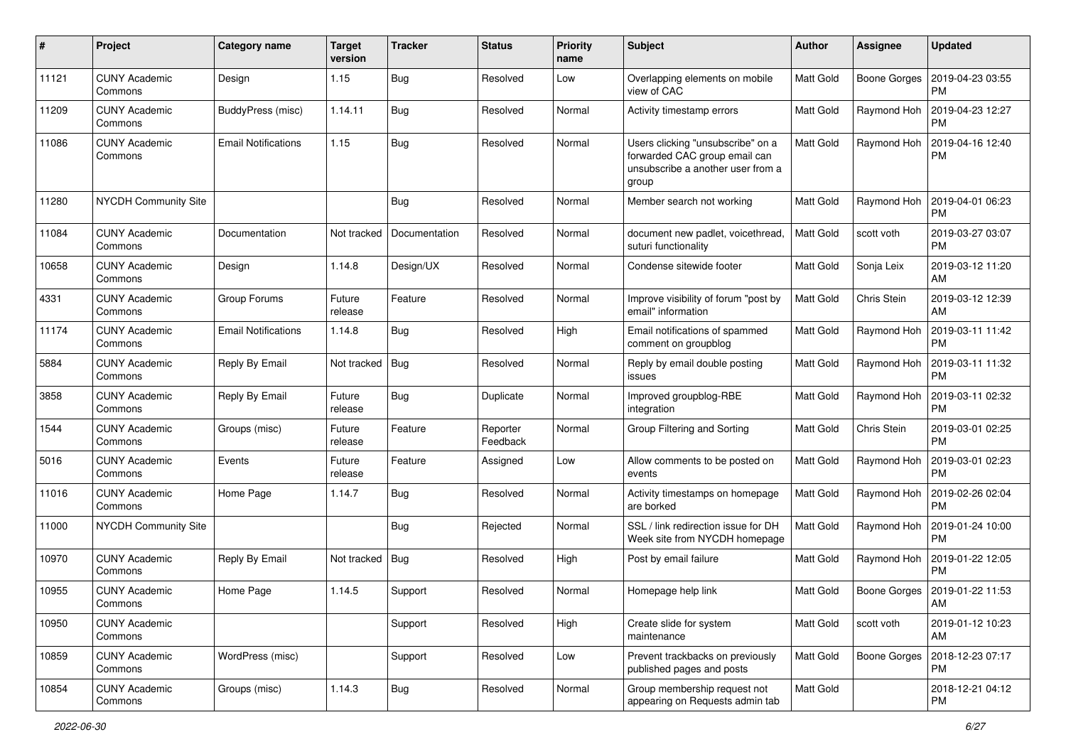| # | Project | Category name | Target version | Tracker | Status | Priority name | Subject | Author | Assignee | Updated |
|---|---|---|---|---|---|---|---|---|---|---|
| 11121 | CUNY Academic Commons | Design | 1.15 | Bug | Resolved | Low | Overlapping elements on mobile view of CAC | Matt Gold | Boone Gorges | 2019-04-23 03:55 PM |
| 11209 | CUNY Academic Commons | BuddyPress (misc) | 1.14.11 | Bug | Resolved | Normal | Activity timestamp errors | Matt Gold | Raymond Hoh | 2019-04-23 12:27 PM |
| 11086 | CUNY Academic Commons | Email Notifications | 1.15 | Bug | Resolved | Normal | Users clicking "unsubscribe" on a forwarded CAC group email can unsubscribe a another user from a group | Matt Gold | Raymond Hoh | 2019-04-16 12:40 PM |
| 11280 | NYCDH Community Site | | | Bug | Resolved | Normal | Member search not working | Matt Gold | Raymond Hoh | 2019-04-01 06:23 PM |
| 11084 | CUNY Academic Commons | Documentation | Not tracked | Documentation | Resolved | Normal | document new padlet, voicethread, suturi functionality | Matt Gold | scott voth | 2019-03-27 03:07 PM |
| 10658 | CUNY Academic Commons | Design | 1.14.8 | Design/UX | Resolved | Normal | Condense sitewide footer | Matt Gold | Sonja Leix | 2019-03-12 11:20 AM |
| 4331 | CUNY Academic Commons | Group Forums | Future release | Feature | Resolved | Normal | Improve visibility of forum "post by email" information | Matt Gold | Chris Stein | 2019-03-12 12:39 AM |
| 11174 | CUNY Academic Commons | Email Notifications | 1.14.8 | Bug | Resolved | High | Email notifications of spammed comment on groupblog | Matt Gold | Raymond Hoh | 2019-03-11 11:42 PM |
| 5884 | CUNY Academic Commons | Reply By Email | Not tracked | Bug | Resolved | Normal | Reply by email double posting issues | Matt Gold | Raymond Hoh | 2019-03-11 11:32 PM |
| 3858 | CUNY Academic Commons | Reply By Email | Future release | Bug | Duplicate | Normal | Improved groupblog-RBE integration | Matt Gold | Raymond Hoh | 2019-03-11 02:32 PM |
| 1544 | CUNY Academic Commons | Groups (misc) | Future release | Feature | Reporter Feedback | Normal | Group Filtering and Sorting | Matt Gold | Chris Stein | 2019-03-01 02:25 PM |
| 5016 | CUNY Academic Commons | Events | Future release | Feature | Assigned | Low | Allow comments to be posted on events | Matt Gold | Raymond Hoh | 2019-03-01 02:23 PM |
| 11016 | CUNY Academic Commons | Home Page | 1.14.7 | Bug | Resolved | Normal | Activity timestamps on homepage are borked | Matt Gold | Raymond Hoh | 2019-02-26 02:04 PM |
| 11000 | NYCDH Community Site | | | Bug | Rejected | Normal | SSL / link redirection issue for DH Week site from NYCDH homepage | Matt Gold | Raymond Hoh | 2019-01-24 10:00 PM |
| 10970 | CUNY Academic Commons | Reply By Email | Not tracked | Bug | Resolved | High | Post by email failure | Matt Gold | Raymond Hoh | 2019-01-22 12:05 PM |
| 10955 | CUNY Academic Commons | Home Page | 1.14.5 | Support | Resolved | Normal | Homepage help link | Matt Gold | Boone Gorges | 2019-01-22 11:53 AM |
| 10950 | CUNY Academic Commons | | | Support | Resolved | High | Create slide for system maintenance | Matt Gold | scott voth | 2019-01-12 10:23 AM |
| 10859 | CUNY Academic Commons | WordPress (misc) | | Support | Resolved | Low | Prevent trackbacks on previously published pages and posts | Matt Gold | Boone Gorges | 2018-12-23 07:17 PM |
| 10854 | CUNY Academic Commons | Groups (misc) | 1.14.3 | Bug | Resolved | Normal | Group membership request not appearing on Requests admin tab | Matt Gold | | 2018-12-21 04:12 PM |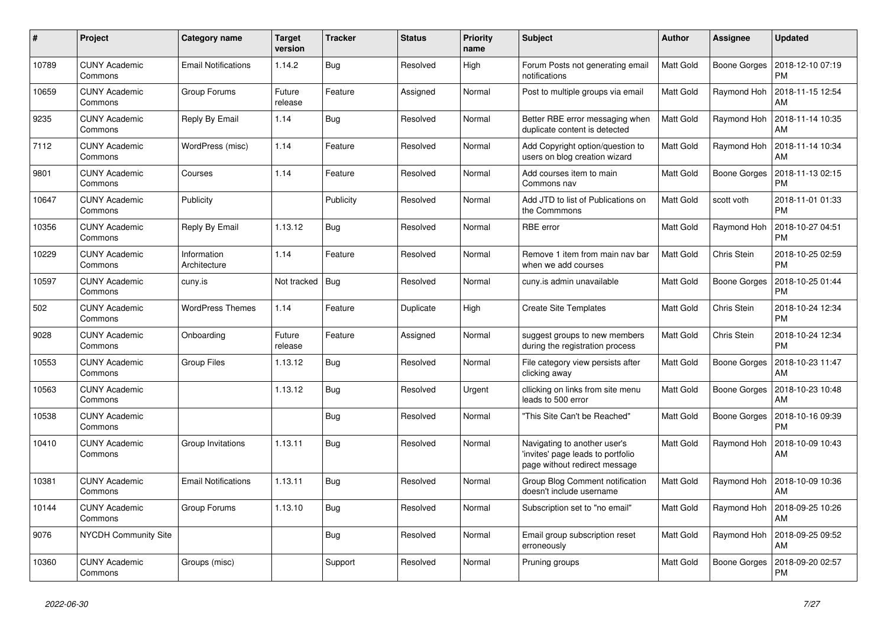| # | Project | Category name | Target version | Tracker | Status | Priority name | Subject | Author | Assignee | Updated |
|---|---|---|---|---|---|---|---|---|---|---|
| 10789 | CUNY Academic Commons | Email Notifications | 1.14.2 | Bug | Resolved | High | Forum Posts not generating email notifications | Matt Gold | Boone Gorges | 2018-12-10 07:19 PM |
| 10659 | CUNY Academic Commons | Group Forums | Future release | Feature | Assigned | Normal | Post to multiple groups via email | Matt Gold | Raymond Hoh | 2018-11-15 12:54 AM |
| 9235 | CUNY Academic Commons | Reply By Email | 1.14 | Bug | Resolved | Normal | Better RBE error messaging when duplicate content is detected | Matt Gold | Raymond Hoh | 2018-11-14 10:35 AM |
| 7112 | CUNY Academic Commons | WordPress (misc) | 1.14 | Feature | Resolved | Normal | Add Copyright option/question to users on blog creation wizard | Matt Gold | Raymond Hoh | 2018-11-14 10:34 AM |
| 9801 | CUNY Academic Commons | Courses | 1.14 | Feature | Resolved | Normal | Add courses item to main Commons nav | Matt Gold | Boone Gorges | 2018-11-13 02:15 PM |
| 10647 | CUNY Academic Commons | Publicity | | Publicity | Resolved | Normal | Add JTD to list of Publications on the Commmons | Matt Gold | scott voth | 2018-11-01 01:33 PM |
| 10356 | CUNY Academic Commons | Reply By Email | 1.13.12 | Bug | Resolved | Normal | RBE error | Matt Gold | Raymond Hoh | 2018-10-27 04:51 PM |
| 10229 | CUNY Academic Commons | Information Architecture | 1.14 | Feature | Resolved | Normal | Remove 1 item from main nav bar when we add courses | Matt Gold | Chris Stein | 2018-10-25 02:59 PM |
| 10597 | CUNY Academic Commons | cuny.is | Not tracked | Bug | Resolved | Normal | cuny.is admin unavailable | Matt Gold | Boone Gorges | 2018-10-25 01:44 PM |
| 502 | CUNY Academic Commons | WordPress Themes | 1.14 | Feature | Duplicate | High | Create Site Templates | Matt Gold | Chris Stein | 2018-10-24 12:34 PM |
| 9028 | CUNY Academic Commons | Onboarding | Future release | Feature | Assigned | Normal | suggest groups to new members during the registration process | Matt Gold | Chris Stein | 2018-10-24 12:34 PM |
| 10553 | CUNY Academic Commons | Group Files | 1.13.12 | Bug | Resolved | Normal | File category view persists after clicking away | Matt Gold | Boone Gorges | 2018-10-23 11:47 AM |
| 10563 | CUNY Academic Commons | | 1.13.12 | Bug | Resolved | Urgent | cllicking on links from site menu leads to 500 error | Matt Gold | Boone Gorges | 2018-10-23 10:48 AM |
| 10538 | CUNY Academic Commons | | | Bug | Resolved | Normal | "This Site Can't be Reached" | Matt Gold | Boone Gorges | 2018-10-16 09:39 PM |
| 10410 | CUNY Academic Commons | Group Invitations | 1.13.11 | Bug | Resolved | Normal | Navigating to another user's 'invites' page leads to portfolio page without redirect message | Matt Gold | Raymond Hoh | 2018-10-09 10:43 AM |
| 10381 | CUNY Academic Commons | Email Notifications | 1.13.11 | Bug | Resolved | Normal | Group Blog Comment notification doesn't include username | Matt Gold | Raymond Hoh | 2018-10-09 10:36 AM |
| 10144 | CUNY Academic Commons | Group Forums | 1.13.10 | Bug | Resolved | Normal | Subscription set to "no email" | Matt Gold | Raymond Hoh | 2018-09-25 10:26 AM |
| 9076 | NYCDH Community Site | | | Bug | Resolved | Normal | Email group subscription reset erroneously | Matt Gold | Raymond Hoh | 2018-09-25 09:52 AM |
| 10360 | CUNY Academic Commons | Groups (misc) | | Support | Resolved | Normal | Pruning groups | Matt Gold | Boone Gorges | 2018-09-20 02:57 PM |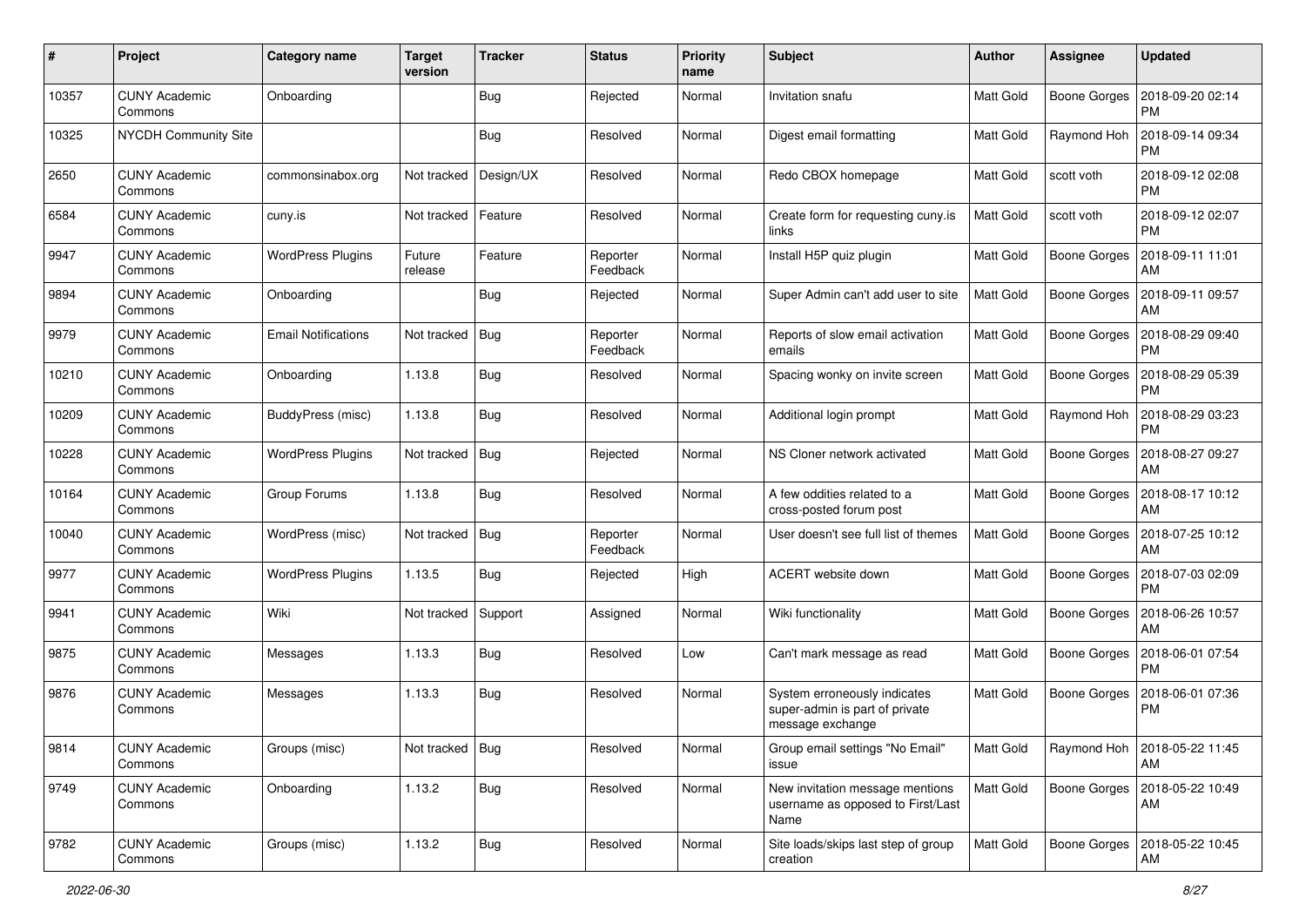| # | Project | Category name | Target version | Tracker | Status | Priority name | Subject | Author | Assignee | Updated |
|---|---|---|---|---|---|---|---|---|---|---|
| 10357 | CUNY Academic Commons | Onboarding | | Bug | Rejected | Normal | Invitation snafu | Matt Gold | Boone Gorges | 2018-09-20 02:14 PM |
| 10325 | NYCDH Community Site | | | Bug | Resolved | Normal | Digest email formatting | Matt Gold | Raymond Hoh | 2018-09-14 09:34 PM |
| 2650 | CUNY Academic Commons | commonsinabox.org | Not tracked | Design/UX | Resolved | Normal | Redo CBOX homepage | Matt Gold | scott voth | 2018-09-12 02:08 PM |
| 6584 | CUNY Academic Commons | cuny.is | Not tracked | Feature | Resolved | Normal | Create form for requesting cuny.is links | Matt Gold | scott voth | 2018-09-12 02:07 PM |
| 9947 | CUNY Academic Commons | WordPress Plugins | Future release | Feature | Reporter Feedback | Normal | Install H5P quiz plugin | Matt Gold | Boone Gorges | 2018-09-11 11:01 AM |
| 9894 | CUNY Academic Commons | Onboarding | | Bug | Rejected | Normal | Super Admin can't add user to site | Matt Gold | Boone Gorges | 2018-09-11 09:57 AM |
| 9979 | CUNY Academic Commons | Email Notifications | Not tracked | Bug | Reporter Feedback | Normal | Reports of slow email activation emails | Matt Gold | Boone Gorges | 2018-08-29 09:40 PM |
| 10210 | CUNY Academic Commons | Onboarding | 1.13.8 | Bug | Resolved | Normal | Spacing wonky on invite screen | Matt Gold | Boone Gorges | 2018-08-29 05:39 PM |
| 10209 | CUNY Academic Commons | BuddyPress (misc) | 1.13.8 | Bug | Resolved | Normal | Additional login prompt | Matt Gold | Raymond Hoh | 2018-08-29 03:23 PM |
| 10228 | CUNY Academic Commons | WordPress Plugins | Not tracked | Bug | Rejected | Normal | NS Cloner network activated | Matt Gold | Boone Gorges | 2018-08-27 09:27 AM |
| 10164 | CUNY Academic Commons | Group Forums | 1.13.8 | Bug | Resolved | Normal | A few oddities related to a cross-posted forum post | Matt Gold | Boone Gorges | 2018-08-17 10:12 AM |
| 10040 | CUNY Academic Commons | WordPress (misc) | Not tracked | Bug | Reporter Feedback | Normal | User doesn't see full list of themes | Matt Gold | Boone Gorges | 2018-07-25 10:12 AM |
| 9977 | CUNY Academic Commons | WordPress Plugins | 1.13.5 | Bug | Rejected | High | ACERT website down | Matt Gold | Boone Gorges | 2018-07-03 02:09 PM |
| 9941 | CUNY Academic Commons | Wiki | Not tracked | Support | Assigned | Normal | Wiki functionality | Matt Gold | Boone Gorges | 2018-06-26 10:57 AM |
| 9875 | CUNY Academic Commons | Messages | 1.13.3 | Bug | Resolved | Low | Can't mark message as read | Matt Gold | Boone Gorges | 2018-06-01 07:54 PM |
| 9876 | CUNY Academic Commons | Messages | 1.13.3 | Bug | Resolved | Normal | System erroneously indicates super-admin is part of private message exchange | Matt Gold | Boone Gorges | 2018-06-01 07:36 PM |
| 9814 | CUNY Academic Commons | Groups (misc) | Not tracked | Bug | Resolved | Normal | Group email settings "No Email" issue | Matt Gold | Raymond Hoh | 2018-05-22 11:45 AM |
| 9749 | CUNY Academic Commons | Onboarding | 1.13.2 | Bug | Resolved | Normal | New invitation message mentions username as opposed to First/Last Name | Matt Gold | Boone Gorges | 2018-05-22 10:49 AM |
| 9782 | CUNY Academic Commons | Groups (misc) | 1.13.2 | Bug | Resolved | Normal | Site loads/skips last step of group creation | Matt Gold | Boone Gorges | 2018-05-22 10:45 AM |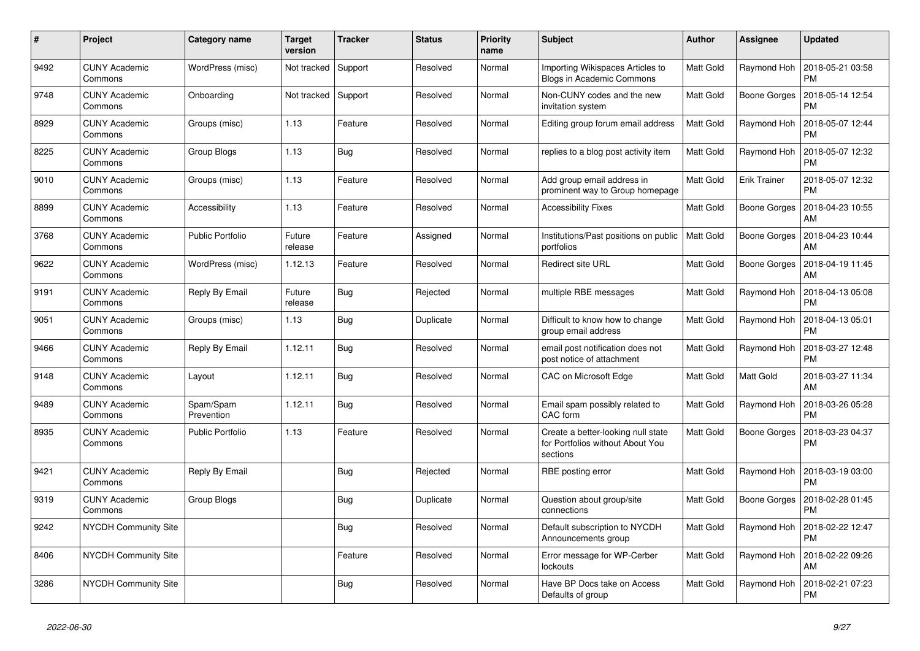| # | Project | Category name | Target version | Tracker | Status | Priority name | Subject | Author | Assignee | Updated |
|---|---|---|---|---|---|---|---|---|---|---|
| 9492 | CUNY Academic Commons | WordPress (misc) | Not tracked | Support | Resolved | Normal | Importing Wikispaces Articles to Blogs in Academic Commons | Matt Gold | Raymond Hoh | 2018-05-21 03:58 PM |
| 9748 | CUNY Academic Commons | Onboarding | Not tracked | Support | Resolved | Normal | Non-CUNY codes and the new invitation system | Matt Gold | Boone Gorges | 2018-05-14 12:54 PM |
| 8929 | CUNY Academic Commons | Groups (misc) | 1.13 | Feature | Resolved | Normal | Editing group forum email address | Matt Gold | Raymond Hoh | 2018-05-07 12:44 PM |
| 8225 | CUNY Academic Commons | Group Blogs | 1.13 | Bug | Resolved | Normal | replies to a blog post activity item | Matt Gold | Raymond Hoh | 2018-05-07 12:32 PM |
| 9010 | CUNY Academic Commons | Groups (misc) | 1.13 | Feature | Resolved | Normal | Add group email address in prominent way to Group homepage | Matt Gold | Erik Trainer | 2018-05-07 12:32 PM |
| 8899 | CUNY Academic Commons | Accessibility | 1.13 | Feature | Resolved | Normal | Accessibility Fixes | Matt Gold | Boone Gorges | 2018-04-23 10:55 AM |
| 3768 | CUNY Academic Commons | Public Portfolio | Future release | Feature | Assigned | Normal | Institutions/Past positions on public portfolios | Matt Gold | Boone Gorges | 2018-04-23 10:44 AM |
| 9622 | CUNY Academic Commons | WordPress (misc) | 1.12.13 | Feature | Resolved | Normal | Redirect site URL | Matt Gold | Boone Gorges | 2018-04-19 11:45 AM |
| 9191 | CUNY Academic Commons | Reply By Email | Future release | Bug | Rejected | Normal | multiple RBE messages | Matt Gold | Raymond Hoh | 2018-04-13 05:08 PM |
| 9051 | CUNY Academic Commons | Groups (misc) | 1.13 | Bug | Duplicate | Normal | Difficult to know how to change group email address | Matt Gold | Raymond Hoh | 2018-04-13 05:01 PM |
| 9466 | CUNY Academic Commons | Reply By Email | 1.12.11 | Bug | Resolved | Normal | email post notification does not post notice of attachment | Matt Gold | Raymond Hoh | 2018-03-27 12:48 PM |
| 9148 | CUNY Academic Commons | Layout | 1.12.11 | Bug | Resolved | Normal | CAC on Microsoft Edge | Matt Gold | Matt Gold | 2018-03-27 11:34 AM |
| 9489 | CUNY Academic Commons | Spam/Spam Prevention | 1.12.11 | Bug | Resolved | Normal | Email spam possibly related to CAC form | Matt Gold | Raymond Hoh | 2018-03-26 05:28 PM |
| 8935 | CUNY Academic Commons | Public Portfolio | 1.13 | Feature | Resolved | Normal | Create a better-looking null state for Portfolios without About You sections | Matt Gold | Boone Gorges | 2018-03-23 04:37 PM |
| 9421 | CUNY Academic Commons | Reply By Email | | Bug | Rejected | Normal | RBE posting error | Matt Gold | Raymond Hoh | 2018-03-19 03:00 PM |
| 9319 | CUNY Academic Commons | Group Blogs | | Bug | Duplicate | Normal | Question about group/site connections | Matt Gold | Boone Gorges | 2018-02-28 01:45 PM |
| 9242 | NYCDH Community Site | | | Bug | Resolved | Normal | Default subscription to NYCDH Announcements group | Matt Gold | Raymond Hoh | 2018-02-22 12:47 PM |
| 8406 | NYCDH Community Site | | | Feature | Resolved | Normal | Error message for WP-Cerber lockouts | Matt Gold | Raymond Hoh | 2018-02-22 09:26 AM |
| 3286 | NYCDH Community Site | | | Bug | Resolved | Normal | Have BP Docs take on Access Defaults of group | Matt Gold | Raymond Hoh | 2018-02-21 07:23 PM |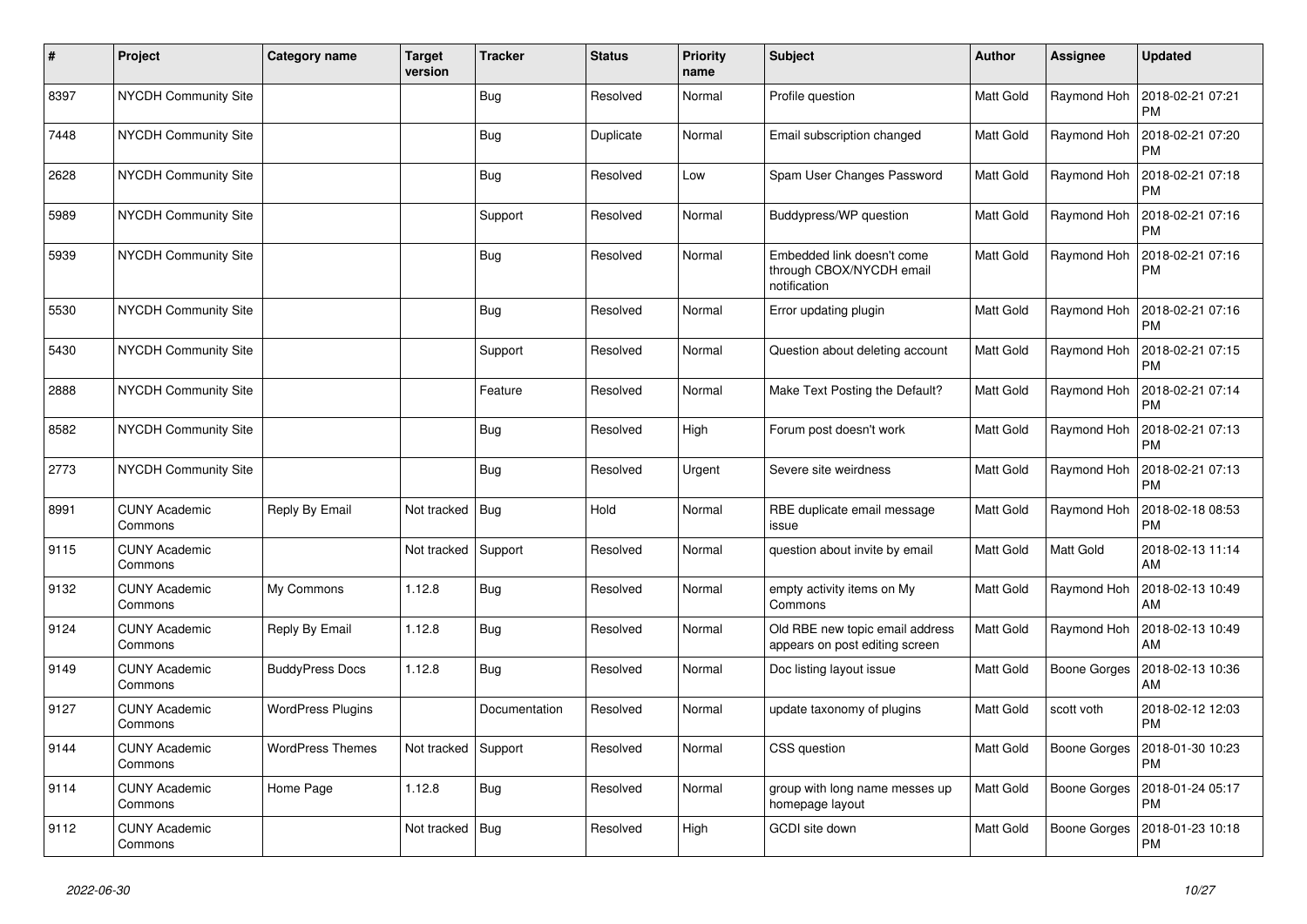| # | Project | Category name | Target version | Tracker | Status | Priority name | Subject | Author | Assignee | Updated |
|---|---|---|---|---|---|---|---|---|---|---|
| 8397 | NYCDH Community Site | | | Bug | Resolved | Normal | Profile question | Matt Gold | Raymond Hoh | 2018-02-21 07:21 PM |
| 7448 | NYCDH Community Site | | | Bug | Duplicate | Normal | Email subscription changed | Matt Gold | Raymond Hoh | 2018-02-21 07:20 PM |
| 2628 | NYCDH Community Site | | | Bug | Resolved | Low | Spam User Changes Password | Matt Gold | Raymond Hoh | 2018-02-21 07:18 PM |
| 5989 | NYCDH Community Site | | | Support | Resolved | Normal | Buddypress/WP question | Matt Gold | Raymond Hoh | 2018-02-21 07:16 PM |
| 5939 | NYCDH Community Site | | | Bug | Resolved | Normal | Embedded link doesn't come through CBOX/NYCDH email notification | Matt Gold | Raymond Hoh | 2018-02-21 07:16 PM |
| 5530 | NYCDH Community Site | | | Bug | Resolved | Normal | Error updating plugin | Matt Gold | Raymond Hoh | 2018-02-21 07:16 PM |
| 5430 | NYCDH Community Site | | | Support | Resolved | Normal | Question about deleting account | Matt Gold | Raymond Hoh | 2018-02-21 07:15 PM |
| 2888 | NYCDH Community Site | | | Feature | Resolved | Normal | Make Text Posting the Default? | Matt Gold | Raymond Hoh | 2018-02-21 07:14 PM |
| 8582 | NYCDH Community Site | | | Bug | Resolved | High | Forum post doesn't work | Matt Gold | Raymond Hoh | 2018-02-21 07:13 PM |
| 2773 | NYCDH Community Site | | | Bug | Resolved | Urgent | Severe site weirdness | Matt Gold | Raymond Hoh | 2018-02-21 07:13 PM |
| 8991 | CUNY Academic Commons | Reply By Email | Not tracked | Bug | Hold | Normal | RBE duplicate email message issue | Matt Gold | Raymond Hoh | 2018-02-18 08:53 PM |
| 9115 | CUNY Academic Commons | | Not tracked | Support | Resolved | Normal | question about invite by email | Matt Gold | Matt Gold | 2018-02-13 11:14 AM |
| 9132 | CUNY Academic Commons | My Commons | 1.12.8 | Bug | Resolved | Normal | empty activity items on My Commons | Matt Gold | Raymond Hoh | 2018-02-13 10:49 AM |
| 9124 | CUNY Academic Commons | Reply By Email | 1.12.8 | Bug | Resolved | Normal | Old RBE new topic email address appears on post editing screen | Matt Gold | Raymond Hoh | 2018-02-13 10:49 AM |
| 9149 | CUNY Academic Commons | BuddyPress Docs | 1.12.8 | Bug | Resolved | Normal | Doc listing layout issue | Matt Gold | Boone Gorges | 2018-02-13 10:36 AM |
| 9127 | CUNY Academic Commons | WordPress Plugins | | Documentation | Resolved | Normal | update taxonomy of plugins | Matt Gold | scott voth | 2018-02-12 12:03 PM |
| 9144 | CUNY Academic Commons | WordPress Themes | Not tracked | Support | Resolved | Normal | CSS question | Matt Gold | Boone Gorges | 2018-01-30 10:23 PM |
| 9114 | CUNY Academic Commons | Home Page | 1.12.8 | Bug | Resolved | Normal | group with long name messes up homepage layout | Matt Gold | Boone Gorges | 2018-01-24 05:17 PM |
| 9112 | CUNY Academic Commons | | Not tracked | Bug | Resolved | High | GCDI site down | Matt Gold | Boone Gorges | 2018-01-23 10:18 PM |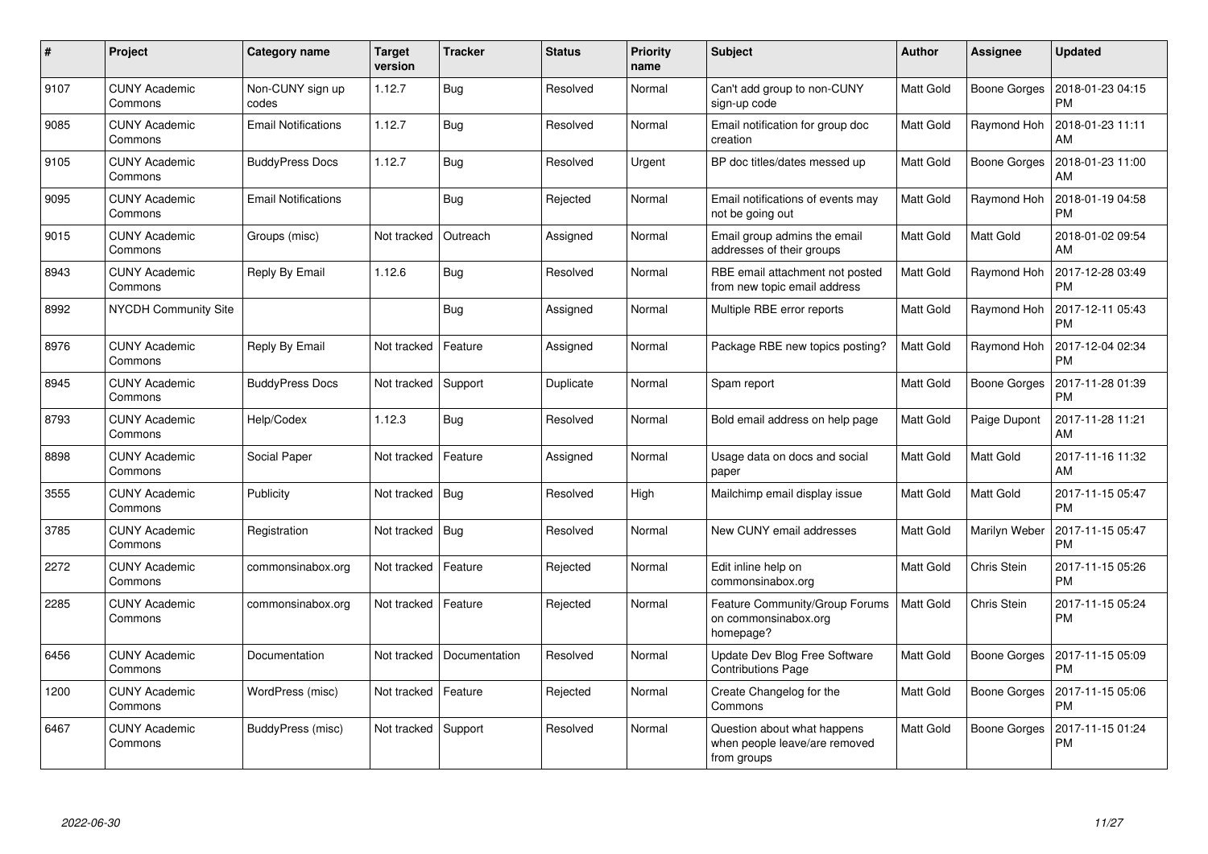| # | Project | Category name | Target version | Tracker | Status | Priority name | Subject | Author | Assignee | Updated |
|---|---|---|---|---|---|---|---|---|---|---|
| 9107 | CUNY Academic Commons | Non-CUNY sign up codes | 1.12.7 | Bug | Resolved | Normal | Can't add group to non-CUNY sign-up code | Matt Gold | Boone Gorges | 2018-01-23 04:15 PM |
| 9085 | CUNY Academic Commons | Email Notifications | 1.12.7 | Bug | Resolved | Normal | Email notification for group doc creation | Matt Gold | Raymond Hoh | 2018-01-23 11:11 AM |
| 9105 | CUNY Academic Commons | BuddyPress Docs | 1.12.7 | Bug | Resolved | Urgent | BP doc titles/dates messed up | Matt Gold | Boone Gorges | 2018-01-23 11:00 AM |
| 9095 | CUNY Academic Commons | Email Notifications | | Bug | Rejected | Normal | Email notifications of events may not be going out | Matt Gold | Raymond Hoh | 2018-01-19 04:58 PM |
| 9015 | CUNY Academic Commons | Groups (misc) | Not tracked | Outreach | Assigned | Normal | Email group admins the email addresses of their groups | Matt Gold | Matt Gold | 2018-01-02 09:54 AM |
| 8943 | CUNY Academic Commons | Reply By Email | 1.12.6 | Bug | Resolved | Normal | RBE email attachment not posted from new topic email address | Matt Gold | Raymond Hoh | 2017-12-28 03:49 PM |
| 8992 | NYCDH Community Site | | | Bug | Assigned | Normal | Multiple RBE error reports | Matt Gold | Raymond Hoh | 2017-12-11 05:43 PM |
| 8976 | CUNY Academic Commons | Reply By Email | Not tracked | Feature | Assigned | Normal | Package RBE new topics posting? | Matt Gold | Raymond Hoh | 2017-12-04 02:34 PM |
| 8945 | CUNY Academic Commons | BuddyPress Docs | Not tracked | Support | Duplicate | Normal | Spam report | Matt Gold | Boone Gorges | 2017-11-28 01:39 PM |
| 8793 | CUNY Academic Commons | Help/Codex | 1.12.3 | Bug | Resolved | Normal | Bold email address on help page | Matt Gold | Paige Dupont | 2017-11-28 11:21 AM |
| 8898 | CUNY Academic Commons | Social Paper | Not tracked | Feature | Assigned | Normal | Usage data on docs and social paper | Matt Gold | Matt Gold | 2017-11-16 11:32 AM |
| 3555 | CUNY Academic Commons | Publicity | Not tracked | Bug | Resolved | High | Mailchimp email display issue | Matt Gold | Matt Gold | 2017-11-15 05:47 PM |
| 3785 | CUNY Academic Commons | Registration | Not tracked | Bug | Resolved | Normal | New CUNY email addresses | Matt Gold | Marilyn Weber | 2017-11-15 05:47 PM |
| 2272 | CUNY Academic Commons | commonsinabox.org | Not tracked | Feature | Rejected | Normal | Edit inline help on commonsinabox.org | Matt Gold | Chris Stein | 2017-11-15 05:26 PM |
| 2285 | CUNY Academic Commons | commonsinabox.org | Not tracked | Feature | Rejected | Normal | Feature Community/Group Forums on commonsinabox.org homepage? | Matt Gold | Chris Stein | 2017-11-15 05:24 PM |
| 6456 | CUNY Academic Commons | Documentation | Not tracked | Documentation | Resolved | Normal | Update Dev Blog Free Software Contributions Page | Matt Gold | Boone Gorges | 2017-11-15 05:09 PM |
| 1200 | CUNY Academic Commons | WordPress (misc) | Not tracked | Feature | Rejected | Normal | Create Changelog for the Commons | Matt Gold | Boone Gorges | 2017-11-15 05:06 PM |
| 6467 | CUNY Academic Commons | BuddyPress (misc) | Not tracked | Support | Resolved | Normal | Question about what happens when people leave/are removed from groups | Matt Gold | Boone Gorges | 2017-11-15 01:24 PM |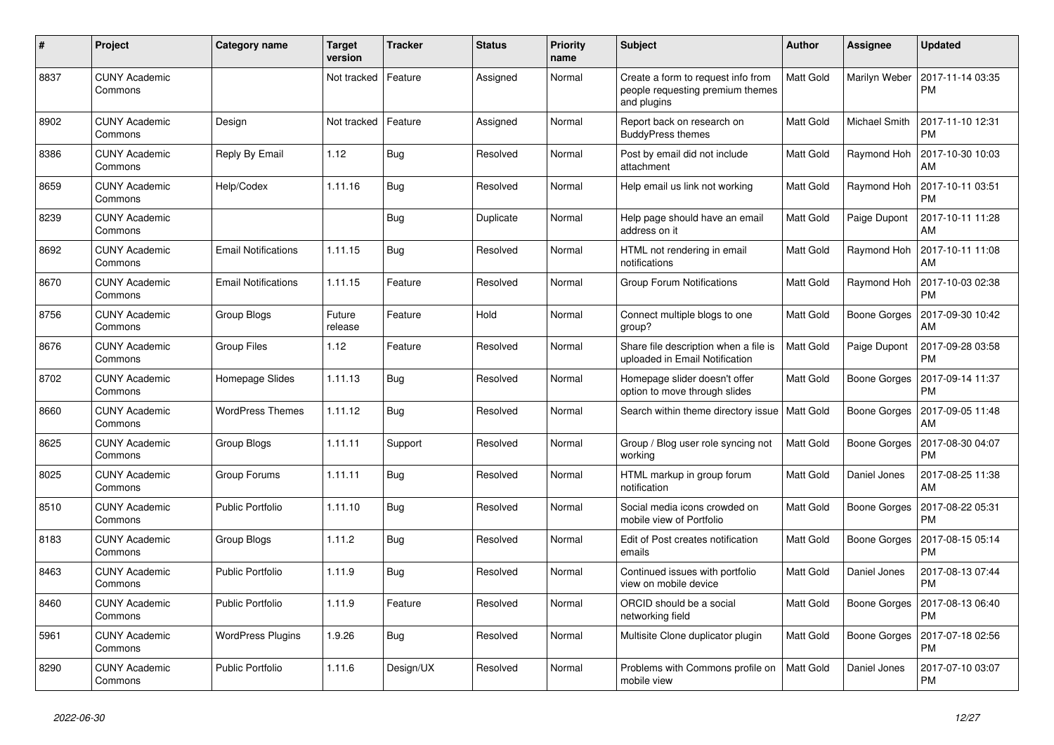| # | Project | Category name | Target version | Tracker | Status | Priority name | Subject | Author | Assignee | Updated |
|---|---|---|---|---|---|---|---|---|---|---|
| 8837 | CUNY Academic Commons | | Not tracked | Feature | Assigned | Normal | Create a form to request info from people requesting premium themes and plugins | Matt Gold | Marilyn Weber | 2017-11-14 03:35 PM |
| 8902 | CUNY Academic Commons | Design | Not tracked | Feature | Assigned | Normal | Report back on research on BuddyPress themes | Matt Gold | Michael Smith | 2017-11-10 12:31 PM |
| 8386 | CUNY Academic Commons | Reply By Email | 1.12 | Bug | Resolved | Normal | Post by email did not include attachment | Matt Gold | Raymond Hoh | 2017-10-30 10:03 AM |
| 8659 | CUNY Academic Commons | Help/Codex | 1.11.16 | Bug | Resolved | Normal | Help email us link not working | Matt Gold | Raymond Hoh | 2017-10-11 03:51 PM |
| 8239 | CUNY Academic Commons | | | Bug | Duplicate | Normal | Help page should have an email address on it | Matt Gold | Paige Dupont | 2017-10-11 11:28 AM |
| 8692 | CUNY Academic Commons | Email Notifications | 1.11.15 | Bug | Resolved | Normal | HTML not rendering in email notifications | Matt Gold | Raymond Hoh | 2017-10-11 11:08 AM |
| 8670 | CUNY Academic Commons | Email Notifications | 1.11.15 | Feature | Resolved | Normal | Group Forum Notifications | Matt Gold | Raymond Hoh | 2017-10-03 02:38 PM |
| 8756 | CUNY Academic Commons | Group Blogs | Future release | Feature | Hold | Normal | Connect multiple blogs to one group? | Matt Gold | Boone Gorges | 2017-09-30 10:42 AM |
| 8676 | CUNY Academic Commons | Group Files | 1.12 | Feature | Resolved | Normal | Share file description when a file is uploaded in Email Notification | Matt Gold | Paige Dupont | 2017-09-28 03:58 PM |
| 8702 | CUNY Academic Commons | Homepage Slides | 1.11.13 | Bug | Resolved | Normal | Homepage slider doesn't offer option to move through slides | Matt Gold | Boone Gorges | 2017-09-14 11:37 PM |
| 8660 | CUNY Academic Commons | WordPress Themes | 1.11.12 | Bug | Resolved | Normal | Search within theme directory issue | Matt Gold | Boone Gorges | 2017-09-05 11:48 AM |
| 8625 | CUNY Academic Commons | Group Blogs | 1.11.11 | Support | Resolved | Normal | Group / Blog user role syncing not working | Matt Gold | Boone Gorges | 2017-08-30 04:07 PM |
| 8025 | CUNY Academic Commons | Group Forums | 1.11.11 | Bug | Resolved | Normal | HTML markup in group forum notification | Matt Gold | Daniel Jones | 2017-08-25 11:38 AM |
| 8510 | CUNY Academic Commons | Public Portfolio | 1.11.10 | Bug | Resolved | Normal | Social media icons crowded on mobile view of Portfolio | Matt Gold | Boone Gorges | 2017-08-22 05:31 PM |
| 8183 | CUNY Academic Commons | Group Blogs | 1.11.2 | Bug | Resolved | Normal | Edit of Post creates notification emails | Matt Gold | Boone Gorges | 2017-08-15 05:14 PM |
| 8463 | CUNY Academic Commons | Public Portfolio | 1.11.9 | Bug | Resolved | Normal | Continued issues with portfolio view on mobile device | Matt Gold | Daniel Jones | 2017-08-13 07:44 PM |
| 8460 | CUNY Academic Commons | Public Portfolio | 1.11.9 | Feature | Resolved | Normal | ORCID should be a social networking field | Matt Gold | Boone Gorges | 2017-08-13 06:40 PM |
| 5961 | CUNY Academic Commons | WordPress Plugins | 1.9.26 | Bug | Resolved | Normal | Multisite Clone duplicator plugin | Matt Gold | Boone Gorges | 2017-07-18 02:56 PM |
| 8290 | CUNY Academic Commons | Public Portfolio | 1.11.6 | Design/UX | Resolved | Normal | Problems with Commons profile on mobile view | Matt Gold | Daniel Jones | 2017-07-10 03:07 PM |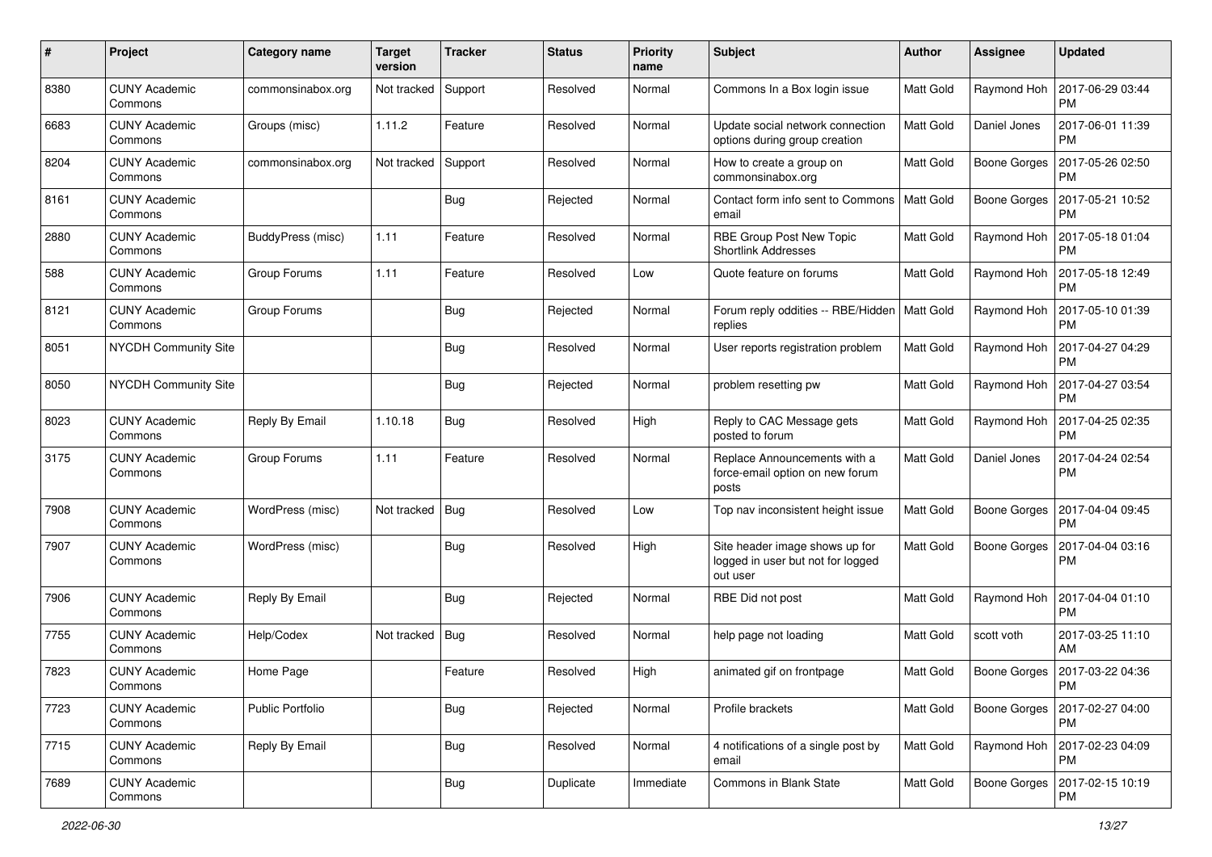| # | Project | Category name | Target version | Tracker | Status | Priority name | Subject | Author | Assignee | Updated |
|---|---|---|---|---|---|---|---|---|---|---|
| 8380 | CUNY Academic Commons | commonsinabox.org | Not tracked | Support | Resolved | Normal | Commons In a Box login issue | Matt Gold | Raymond Hoh | 2017-06-29 03:44 PM |
| 6683 | CUNY Academic Commons | Groups (misc) | 1.11.2 | Feature | Resolved | Normal | Update social network connection options during group creation | Matt Gold | Daniel Jones | 2017-06-01 11:39 PM |
| 8204 | CUNY Academic Commons | commonsinabox.org | Not tracked | Support | Resolved | Normal | How to create a group on commonsinabox.org | Matt Gold | Boone Gorges | 2017-05-26 02:50 PM |
| 8161 | CUNY Academic Commons | | | Bug | Rejected | Normal | Contact form info sent to Commons email | Matt Gold | Boone Gorges | 2017-05-21 10:52 PM |
| 2880 | CUNY Academic Commons | BuddyPress (misc) | 1.11 | Feature | Resolved | Normal | RBE Group Post New Topic Shortlink Addresses | Matt Gold | Raymond Hoh | 2017-05-18 01:04 PM |
| 588 | CUNY Academic Commons | Group Forums | 1.11 | Feature | Resolved | Low | Quote feature on forums | Matt Gold | Raymond Hoh | 2017-05-18 12:49 PM |
| 8121 | CUNY Academic Commons | Group Forums | | Bug | Rejected | Normal | Forum reply oddities -- RBE/Hidden replies | Matt Gold | Raymond Hoh | 2017-05-10 01:39 PM |
| 8051 | NYCDH Community Site | | | Bug | Resolved | Normal | User reports registration problem | Matt Gold | Raymond Hoh | 2017-04-27 04:29 PM |
| 8050 | NYCDH Community Site | | | Bug | Rejected | Normal | problem resetting pw | Matt Gold | Raymond Hoh | 2017-04-27 03:54 PM |
| 8023 | CUNY Academic Commons | Reply By Email | 1.10.18 | Bug | Resolved | High | Reply to CAC Message gets posted to forum | Matt Gold | Raymond Hoh | 2017-04-25 02:35 PM |
| 3175 | CUNY Academic Commons | Group Forums | 1.11 | Feature | Resolved | Normal | Replace Announcements with a force-email option on new forum posts | Matt Gold | Daniel Jones | 2017-04-24 02:54 PM |
| 7908 | CUNY Academic Commons | WordPress (misc) | Not tracked | Bug | Resolved | Low | Top nav inconsistent height issue | Matt Gold | Boone Gorges | 2017-04-04 09:45 PM |
| 7907 | CUNY Academic Commons | WordPress (misc) | | Bug | Resolved | High | Site header image shows up for logged in user but not for logged out user | Matt Gold | Boone Gorges | 2017-04-04 03:16 PM |
| 7906 | CUNY Academic Commons | Reply By Email | | Bug | Rejected | Normal | RBE Did not post | Matt Gold | Raymond Hoh | 2017-04-04 01:10 PM |
| 7755 | CUNY Academic Commons | Help/Codex | Not tracked | Bug | Resolved | Normal | help page not loading | Matt Gold | scott voth | 2017-03-25 11:10 AM |
| 7823 | CUNY Academic Commons | Home Page | | Feature | Resolved | High | animated gif on frontpage | Matt Gold | Boone Gorges | 2017-03-22 04:36 PM |
| 7723 | CUNY Academic Commons | Public Portfolio | | Bug | Rejected | Normal | Profile brackets | Matt Gold | Boone Gorges | 2017-02-27 04:00 PM |
| 7715 | CUNY Academic Commons | Reply By Email | | Bug | Resolved | Normal | 4 notifications of a single post by email | Matt Gold | Raymond Hoh | 2017-02-23 04:09 PM |
| 7689 | CUNY Academic Commons | | | Bug | Duplicate | Immediate | Commons in Blank State | Matt Gold | Boone Gorges | 2017-02-15 10:19 PM |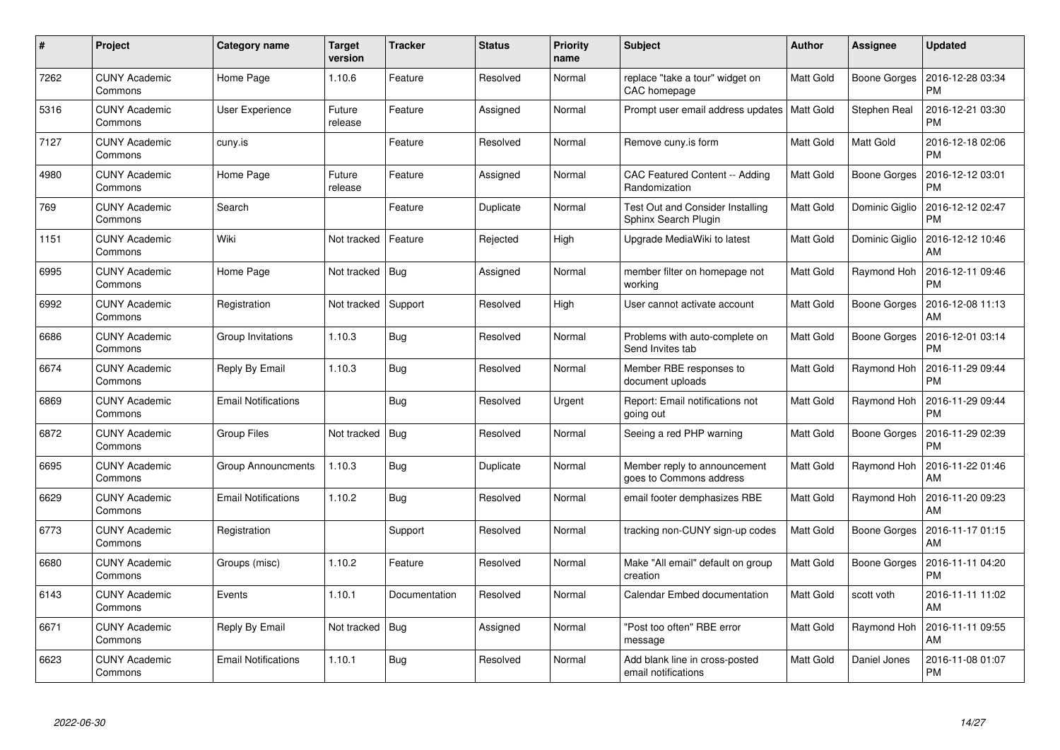| # | Project | Category name | Target version | Tracker | Status | Priority name | Subject | Author | Assignee | Updated |
|---|---|---|---|---|---|---|---|---|---|---|
| 7262 | CUNY Academic Commons | Home Page | 1.10.6 | Feature | Resolved | Normal | replace "take a tour" widget on CAC homepage | Matt Gold | Boone Gorges | 2016-12-28 03:34 PM |
| 5316 | CUNY Academic Commons | User Experience | Future release | Feature | Assigned | Normal | Prompt user email address updates | Matt Gold | Stephen Real | 2016-12-21 03:30 PM |
| 7127 | CUNY Academic Commons | cuny.is | | Feature | Resolved | Normal | Remove cuny.is form | Matt Gold | Matt Gold | 2016-12-18 02:06 PM |
| 4980 | CUNY Academic Commons | Home Page | Future release | Feature | Assigned | Normal | CAC Featured Content -- Adding Randomization | Matt Gold | Boone Gorges | 2016-12-12 03:01 PM |
| 769 | CUNY Academic Commons | Search | | Feature | Duplicate | Normal | Test Out and Consider Installing Sphinx Search Plugin | Matt Gold | Dominic Giglio | 2016-12-12 02:47 PM |
| 1151 | CUNY Academic Commons | Wiki | Not tracked | Feature | Rejected | High | Upgrade MediaWiki to latest | Matt Gold | Dominic Giglio | 2016-12-12 10:46 AM |
| 6995 | CUNY Academic Commons | Home Page | Not tracked | Bug | Assigned | Normal | member filter on homepage not working | Matt Gold | Raymond Hoh | 2016-12-11 09:46 PM |
| 6992 | CUNY Academic Commons | Registration | Not tracked | Support | Resolved | High | User cannot activate account | Matt Gold | Boone Gorges | 2016-12-08 11:13 AM |
| 6686 | CUNY Academic Commons | Group Invitations | 1.10.3 | Bug | Resolved | Normal | Problems with auto-complete on Send Invites tab | Matt Gold | Boone Gorges | 2016-12-01 03:14 PM |
| 6674 | CUNY Academic Commons | Reply By Email | 1.10.3 | Bug | Resolved | Normal | Member RBE responses to document uploads | Matt Gold | Raymond Hoh | 2016-11-29 09:44 PM |
| 6869 | CUNY Academic Commons | Email Notifications | | Bug | Resolved | Urgent | Report: Email notifications not going out | Matt Gold | Raymond Hoh | 2016-11-29 09:44 PM |
| 6872 | CUNY Academic Commons | Group Files | Not tracked | Bug | Resolved | Normal | Seeing a red PHP warning | Matt Gold | Boone Gorges | 2016-11-29 02:39 PM |
| 6695 | CUNY Academic Commons | Group Announcments | 1.10.3 | Bug | Duplicate | Normal | Member reply to announcement goes to Commons address | Matt Gold | Raymond Hoh | 2016-11-22 01:46 AM |
| 6629 | CUNY Academic Commons | Email Notifications | 1.10.2 | Bug | Resolved | Normal | email footer demphasizes RBE | Matt Gold | Raymond Hoh | 2016-11-20 09:23 AM |
| 6773 | CUNY Academic Commons | Registration | | Support | Resolved | Normal | tracking non-CUNY sign-up codes | Matt Gold | Boone Gorges | 2016-11-17 01:15 AM |
| 6680 | CUNY Academic Commons | Groups (misc) | 1.10.2 | Feature | Resolved | Normal | Make "All email" default on group creation | Matt Gold | Boone Gorges | 2016-11-11 04:20 PM |
| 6143 | CUNY Academic Commons | Events | 1.10.1 | Documentation | Resolved | Normal | Calendar Embed documentation | Matt Gold | scott voth | 2016-11-11 11:02 AM |
| 6671 | CUNY Academic Commons | Reply By Email | Not tracked | Bug | Assigned | Normal | "Post too often" RBE error message | Matt Gold | Raymond Hoh | 2016-11-11 09:55 AM |
| 6623 | CUNY Academic Commons | Email Notifications | 1.10.1 | Bug | Resolved | Normal | Add blank line in cross-posted email notifications | Matt Gold | Daniel Jones | 2016-11-08 01:07 PM |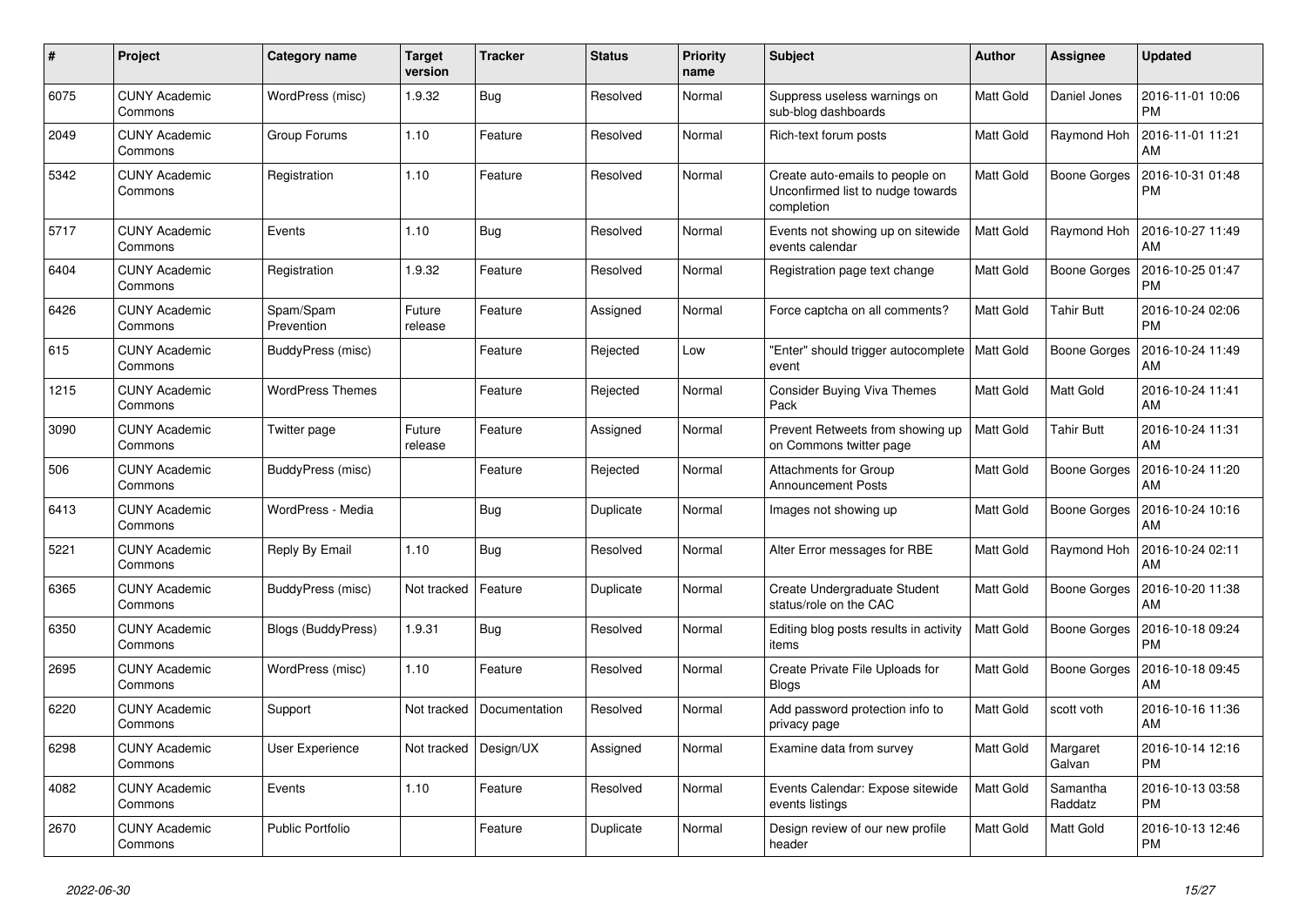| # | Project | Category name | Target version | Tracker | Status | Priority name | Subject | Author | Assignee | Updated |
|---|---|---|---|---|---|---|---|---|---|---|
| 6075 | CUNY Academic Commons | WordPress (misc) | 1.9.32 | Bug | Resolved | Normal | Suppress useless warnings on sub-blog dashboards | Matt Gold | Daniel Jones | 2016-11-01 10:06 PM |
| 2049 | CUNY Academic Commons | Group Forums | 1.10 | Feature | Resolved | Normal | Rich-text forum posts | Matt Gold | Raymond Hoh | 2016-11-01 11:21 AM |
| 5342 | CUNY Academic Commons | Registration | 1.10 | Feature | Resolved | Normal | Create auto-emails to people on Unconfirmed list to nudge towards completion | Matt Gold | Boone Gorges | 2016-10-31 01:48 PM |
| 5717 | CUNY Academic Commons | Events | 1.10 | Bug | Resolved | Normal | Events not showing up on sitewide events calendar | Matt Gold | Raymond Hoh | 2016-10-27 11:49 AM |
| 6404 | CUNY Academic Commons | Registration | 1.9.32 | Feature | Resolved | Normal | Registration page text change | Matt Gold | Boone Gorges | 2016-10-25 01:47 PM |
| 6426 | CUNY Academic Commons | Spam/Spam Prevention | Future release | Feature | Assigned | Normal | Force captcha on all comments? | Matt Gold | Tahir Butt | 2016-10-24 02:06 PM |
| 615 | CUNY Academic Commons | BuddyPress (misc) | | Feature | Rejected | Low | "Enter" should trigger autocomplete event | Matt Gold | Boone Gorges | 2016-10-24 11:49 AM |
| 1215 | CUNY Academic Commons | WordPress Themes | | Feature | Rejected | Normal | Consider Buying Viva Themes Pack | Matt Gold | Matt Gold | 2016-10-24 11:41 AM |
| 3090 | CUNY Academic Commons | Twitter page | Future release | Feature | Assigned | Normal | Prevent Retweets from showing up on Commons twitter page | Matt Gold | Tahir Butt | 2016-10-24 11:31 AM |
| 506 | CUNY Academic Commons | BuddyPress (misc) | | Feature | Rejected | Normal | Attachments for Group Announcement Posts | Matt Gold | Boone Gorges | 2016-10-24 11:20 AM |
| 6413 | CUNY Academic Commons | WordPress - Media | | Bug | Duplicate | Normal | Images not showing up | Matt Gold | Boone Gorges | 2016-10-24 10:16 AM |
| 5221 | CUNY Academic Commons | Reply By Email | 1.10 | Bug | Resolved | Normal | Alter Error messages for RBE | Matt Gold | Raymond Hoh | 2016-10-24 02:11 AM |
| 6365 | CUNY Academic Commons | BuddyPress (misc) | Not tracked | Feature | Duplicate | Normal | Create Undergraduate Student status/role on the CAC | Matt Gold | Boone Gorges | 2016-10-20 11:38 AM |
| 6350 | CUNY Academic Commons | Blogs (BuddyPress) | 1.9.31 | Bug | Resolved | Normal | Editing blog posts results in activity items | Matt Gold | Boone Gorges | 2016-10-18 09:24 PM |
| 2695 | CUNY Academic Commons | WordPress (misc) | 1.10 | Feature | Resolved | Normal | Create Private File Uploads for Blogs | Matt Gold | Boone Gorges | 2016-10-18 09:45 AM |
| 6220 | CUNY Academic Commons | Support | Not tracked | Documentation | Resolved | Normal | Add password protection info to privacy page | Matt Gold | scott voth | 2016-10-16 11:36 AM |
| 6298 | CUNY Academic Commons | User Experience | Not tracked | Design/UX | Assigned | Normal | Examine data from survey | Matt Gold | Margaret Galvan | 2016-10-14 12:16 PM |
| 4082 | CUNY Academic Commons | Events | 1.10 | Feature | Resolved | Normal | Events Calendar: Expose sitewide events listings | Matt Gold | Samantha Raddatz | 2016-10-13 03:58 PM |
| 2670 | CUNY Academic Commons | Public Portfolio | | Feature | Duplicate | Normal | Design review of our new profile header | Matt Gold | Matt Gold | 2016-10-13 12:46 PM |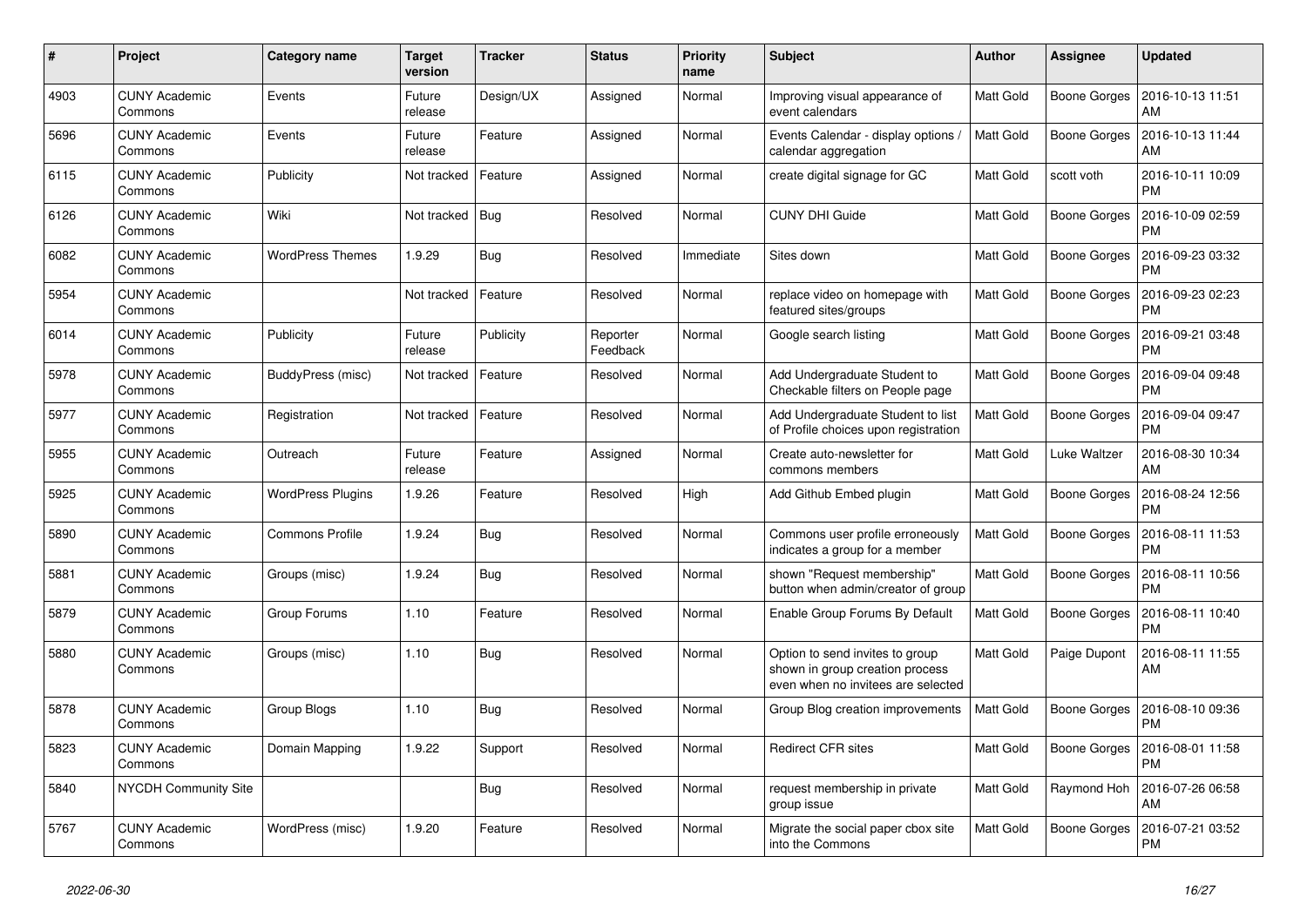| # | Project | Category name | Target version | Tracker | Status | Priority name | Subject | Author | Assignee | Updated |
|---|---|---|---|---|---|---|---|---|---|---|
| 4903 | CUNY Academic Commons | Events | Future release | Design/UX | Assigned | Normal | Improving visual appearance of event calendars | Matt Gold | Boone Gorges | 2016-10-13 11:51 AM |
| 5696 | CUNY Academic Commons | Events | Future release | Feature | Assigned | Normal | Events Calendar - display options / calendar aggregation | Matt Gold | Boone Gorges | 2016-10-13 11:44 AM |
| 6115 | CUNY Academic Commons | Publicity | Not tracked | Feature | Assigned | Normal | create digital signage for GC | Matt Gold | scott voth | 2016-10-11 10:09 PM |
| 6126 | CUNY Academic Commons | Wiki | Not tracked | Bug | Resolved | Normal | CUNY DHI Guide | Matt Gold | Boone Gorges | 2016-10-09 02:59 PM |
| 6082 | CUNY Academic Commons | WordPress Themes | 1.9.29 | Bug | Resolved | Immediate | Sites down | Matt Gold | Boone Gorges | 2016-09-23 03:32 PM |
| 5954 | CUNY Academic Commons | | Not tracked | Feature | Resolved | Normal | replace video on homepage with featured sites/groups | Matt Gold | Boone Gorges | 2016-09-23 02:23 PM |
| 6014 | CUNY Academic Commons | Publicity | Future release | Publicity | Reporter Feedback | Normal | Google search listing | Matt Gold | Boone Gorges | 2016-09-21 03:48 PM |
| 5978 | CUNY Academic Commons | BuddyPress (misc) | Not tracked | Feature | Resolved | Normal | Add Undergraduate Student to Checkable filters on People page | Matt Gold | Boone Gorges | 2016-09-04 09:48 PM |
| 5977 | CUNY Academic Commons | Registration | Not tracked | Feature | Resolved | Normal | Add Undergraduate Student to list of Profile choices upon registration | Matt Gold | Boone Gorges | 2016-09-04 09:47 PM |
| 5955 | CUNY Academic Commons | Outreach | Future release | Feature | Assigned | Normal | Create auto-newsletter for commons members | Matt Gold | Luke Waltzer | 2016-08-30 10:34 AM |
| 5925 | CUNY Academic Commons | WordPress Plugins | 1.9.26 | Feature | Resolved | High | Add Github Embed plugin | Matt Gold | Boone Gorges | 2016-08-24 12:56 PM |
| 5890 | CUNY Academic Commons | Commons Profile | 1.9.24 | Bug | Resolved | Normal | Commons user profile erroneously indicates a group for a member | Matt Gold | Boone Gorges | 2016-08-11 11:53 PM |
| 5881 | CUNY Academic Commons | Groups (misc) | 1.9.24 | Bug | Resolved | Normal | shown "Request membership" button when admin/creator of group | Matt Gold | Boone Gorges | 2016-08-11 10:56 PM |
| 5879 | CUNY Academic Commons | Group Forums | 1.10 | Feature | Resolved | Normal | Enable Group Forums By Default | Matt Gold | Boone Gorges | 2016-08-11 10:40 PM |
| 5880 | CUNY Academic Commons | Groups (misc) | 1.10 | Bug | Resolved | Normal | Option to send invites to group shown in group creation process even when no invitees are selected | Matt Gold | Paige Dupont | 2016-08-11 11:55 AM |
| 5878 | CUNY Academic Commons | Group Blogs | 1.10 | Bug | Resolved | Normal | Group Blog creation improvements | Matt Gold | Boone Gorges | 2016-08-10 09:36 PM |
| 5823 | CUNY Academic Commons | Domain Mapping | 1.9.22 | Support | Resolved | Normal | Redirect CFR sites | Matt Gold | Boone Gorges | 2016-08-01 11:58 PM |
| 5840 | NYCDH Community Site | | | Bug | Resolved | Normal | request membership in private group issue | Matt Gold | Raymond Hoh | 2016-07-26 06:58 AM |
| 5767 | CUNY Academic Commons | WordPress (misc) | 1.9.20 | Feature | Resolved | Normal | Migrate the social paper cbox site into the Commons | Matt Gold | Boone Gorges | 2016-07-21 03:52 PM |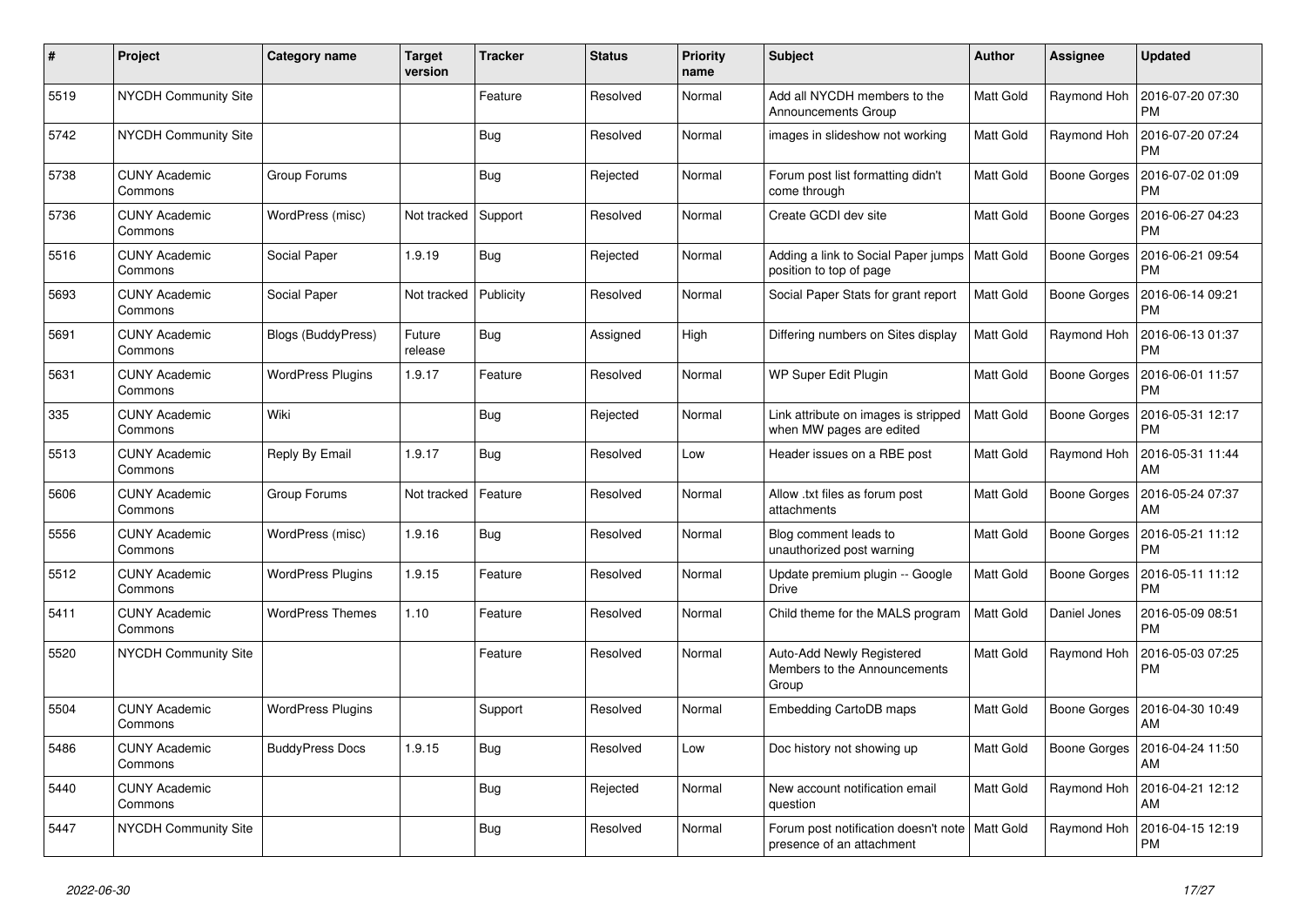| # | Project | Category name | Target version | Tracker | Status | Priority name | Subject | Author | Assignee | Updated |
|---|---|---|---|---|---|---|---|---|---|---|
| 5519 | NYCDH Community Site | | | Feature | Resolved | Normal | Add all NYCDH members to the Announcements Group | Matt Gold | Raymond Hoh | 2016-07-20 07:30 PM |
| 5742 | NYCDH Community Site | | | Bug | Resolved | Normal | images in slideshow not working | Matt Gold | Raymond Hoh | 2016-07-20 07:24 PM |
| 5738 | CUNY Academic Commons | Group Forums | | Bug | Rejected | Normal | Forum post list formatting didn't come through | Matt Gold | Boone Gorges | 2016-07-02 01:09 PM |
| 5736 | CUNY Academic Commons | WordPress (misc) | Not tracked | Support | Resolved | Normal | Create GCDI dev site | Matt Gold | Boone Gorges | 2016-06-27 04:23 PM |
| 5516 | CUNY Academic Commons | Social Paper | 1.9.19 | Bug | Rejected | Normal | Adding a link to Social Paper jumps position to top of page | Matt Gold | Boone Gorges | 2016-06-21 09:54 PM |
| 5693 | CUNY Academic Commons | Social Paper | Not tracked | Publicity | Resolved | Normal | Social Paper Stats for grant report | Matt Gold | Boone Gorges | 2016-06-14 09:21 PM |
| 5691 | CUNY Academic Commons | Blogs (BuddyPress) | Future release | Bug | Assigned | High | Differing numbers on Sites display | Matt Gold | Raymond Hoh | 2016-06-13 01:37 PM |
| 5631 | CUNY Academic Commons | WordPress Plugins | 1.9.17 | Feature | Resolved | Normal | WP Super Edit Plugin | Matt Gold | Boone Gorges | 2016-06-01 11:57 PM |
| 335 | CUNY Academic Commons | Wiki | | Bug | Rejected | Normal | Link attribute on images is stripped when MW pages are edited | Matt Gold | Boone Gorges | 2016-05-31 12:17 PM |
| 5513 | CUNY Academic Commons | Reply By Email | 1.9.17 | Bug | Resolved | Low | Header issues on a RBE post | Matt Gold | Raymond Hoh | 2016-05-31 11:44 AM |
| 5606 | CUNY Academic Commons | Group Forums | Not tracked | Feature | Resolved | Normal | Allow .txt files as forum post attachments | Matt Gold | Boone Gorges | 2016-05-24 07:37 AM |
| 5556 | CUNY Academic Commons | WordPress (misc) | 1.9.16 | Bug | Resolved | Normal | Blog comment leads to unauthorized post warning | Matt Gold | Boone Gorges | 2016-05-21 11:12 PM |
| 5512 | CUNY Academic Commons | WordPress Plugins | 1.9.15 | Feature | Resolved | Normal | Update premium plugin -- Google Drive | Matt Gold | Boone Gorges | 2016-05-11 11:12 PM |
| 5411 | CUNY Academic Commons | WordPress Themes | 1.10 | Feature | Resolved | Normal | Child theme for the MALS program | Matt Gold | Daniel Jones | 2016-05-09 08:51 PM |
| 5520 | NYCDH Community Site | | | Feature | Resolved | Normal | Auto-Add Newly Registered Members to the Announcements Group | Matt Gold | Raymond Hoh | 2016-05-03 07:25 PM |
| 5504 | CUNY Academic Commons | WordPress Plugins | | Support | Resolved | Normal | Embedding CartoDB maps | Matt Gold | Boone Gorges | 2016-04-30 10:49 AM |
| 5486 | CUNY Academic Commons | BuddyPress Docs | 1.9.15 | Bug | Resolved | Low | Doc history not showing up | Matt Gold | Boone Gorges | 2016-04-24 11:50 AM |
| 5440 | CUNY Academic Commons | | | Bug | Rejected | Normal | New account notification email question | Matt Gold | Raymond Hoh | 2016-04-21 12:12 AM |
| 5447 | NYCDH Community Site | | | Bug | Resolved | Normal | Forum post notification doesn't note presence of an attachment | Matt Gold | Raymond Hoh | 2016-04-15 12:19 PM |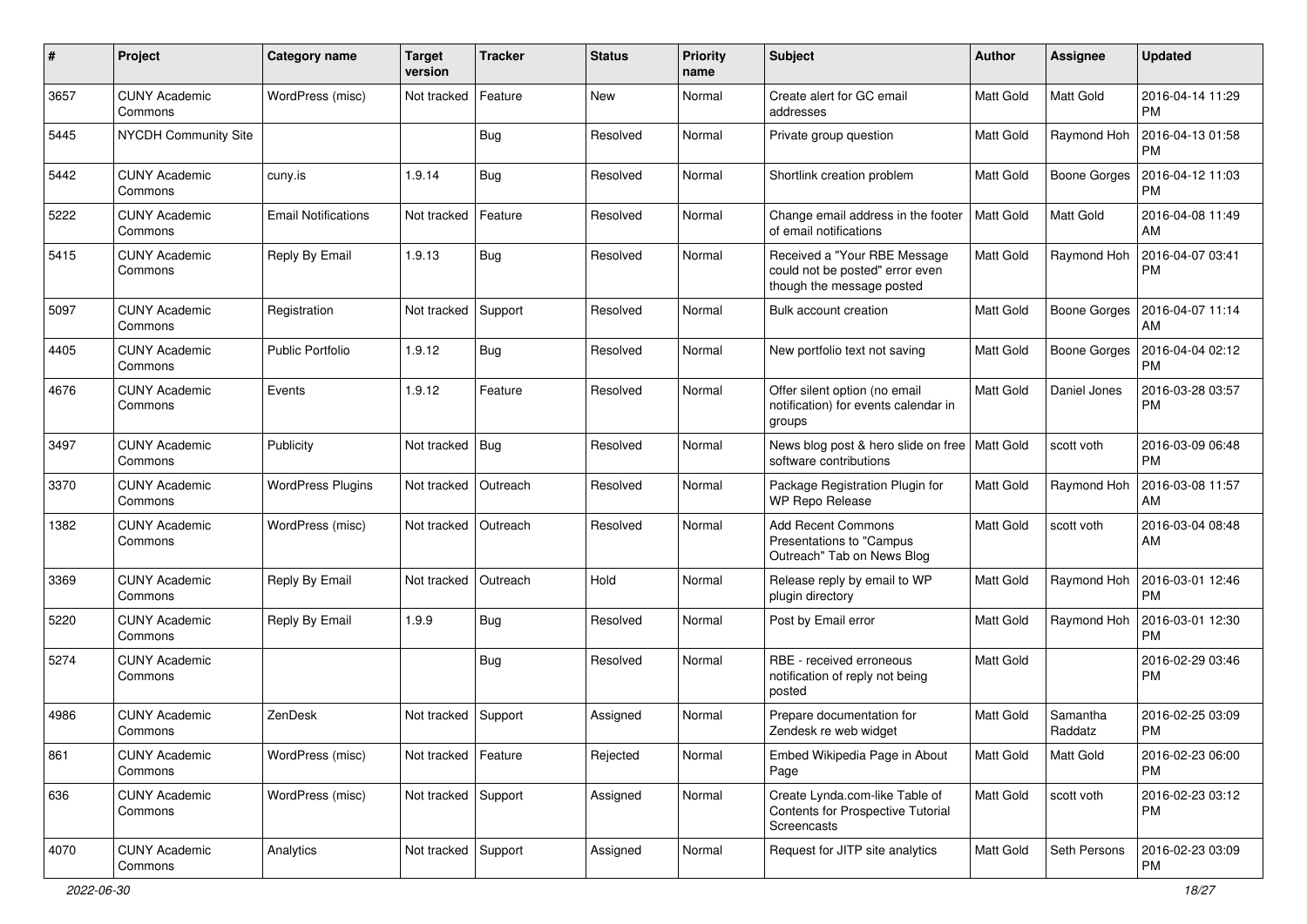| # | Project | Category name | Target version | Tracker | Status | Priority name | Subject | Author | Assignee | Updated |
|---|---|---|---|---|---|---|---|---|---|---|
| 3657 | CUNY Academic Commons | WordPress (misc) | Not tracked | Feature | New | Normal | Create alert for GC email addresses | Matt Gold | Matt Gold | 2016-04-14 11:29 PM |
| 5445 | NYCDH Community Site | | | Bug | Resolved | Normal | Private group question | Matt Gold | Raymond Hoh | 2016-04-13 01:58 PM |
| 5442 | CUNY Academic Commons | cuny.is | 1.9.14 | Bug | Resolved | Normal | Shortlink creation problem | Matt Gold | Boone Gorges | 2016-04-12 11:03 PM |
| 5222 | CUNY Academic Commons | Email Notifications | Not tracked | Feature | Resolved | Normal | Change email address in the footer of email notifications | Matt Gold | Matt Gold | 2016-04-08 11:49 AM |
| 5415 | CUNY Academic Commons | Reply By Email | 1.9.13 | Bug | Resolved | Normal | Received a "Your RBE Message could not be posted" error even though the message posted | Matt Gold | Raymond Hoh | 2016-04-07 03:41 PM |
| 5097 | CUNY Academic Commons | Registration | Not tracked | Support | Resolved | Normal | Bulk account creation | Matt Gold | Boone Gorges | 2016-04-07 11:14 AM |
| 4405 | CUNY Academic Commons | Public Portfolio | 1.9.12 | Bug | Resolved | Normal | New portfolio text not saving | Matt Gold | Boone Gorges | 2016-04-04 02:12 PM |
| 4676 | CUNY Academic Commons | Events | 1.9.12 | Feature | Resolved | Normal | Offer silent option (no email notification) for events calendar in groups | Matt Gold | Daniel Jones | 2016-03-28 03:57 PM |
| 3497 | CUNY Academic Commons | Publicity | Not tracked | Bug | Resolved | Normal | News blog post & hero slide on free software contributions | Matt Gold | scott voth | 2016-03-09 06:48 PM |
| 3370 | CUNY Academic Commons | WordPress Plugins | Not tracked | Outreach | Resolved | Normal | Package Registration Plugin for WP Repo Release | Matt Gold | Raymond Hoh | 2016-03-08 11:57 AM |
| 1382 | CUNY Academic Commons | WordPress (misc) | Not tracked | Outreach | Resolved | Normal | Add Recent Commons Presentations to "Campus Outreach" Tab on News Blog | Matt Gold | scott voth | 2016-03-04 08:48 AM |
| 3369 | CUNY Academic Commons | Reply By Email | Not tracked | Outreach | Hold | Normal | Release reply by email to WP plugin directory | Matt Gold | Raymond Hoh | 2016-03-01 12:46 PM |
| 5220 | CUNY Academic Commons | Reply By Email | 1.9.9 | Bug | Resolved | Normal | Post by Email error | Matt Gold | Raymond Hoh | 2016-03-01 12:30 PM |
| 5274 | CUNY Academic Commons | | | Bug | Resolved | Normal | RBE - received erroneous notification of reply not being posted | Matt Gold | | 2016-02-29 03:46 PM |
| 4986 | CUNY Academic Commons | ZenDesk | Not tracked | Support | Assigned | Normal | Prepare documentation for Zendesk re web widget | Matt Gold | Samantha Raddatz | 2016-02-25 03:09 PM |
| 861 | CUNY Academic Commons | WordPress (misc) | Not tracked | Feature | Rejected | Normal | Embed Wikipedia Page in About Page | Matt Gold | Matt Gold | 2016-02-23 06:00 PM |
| 636 | CUNY Academic Commons | WordPress (misc) | Not tracked | Support | Assigned | Normal | Create Lynda.com-like Table of Contents for Prospective Tutorial Screencasts | Matt Gold | scott voth | 2016-02-23 03:12 PM |
| 4070 | CUNY Academic Commons | Analytics | Not tracked | Support | Assigned | Normal | Request for JITP site analytics | Matt Gold | Seth Persons | 2016-02-23 03:09 PM |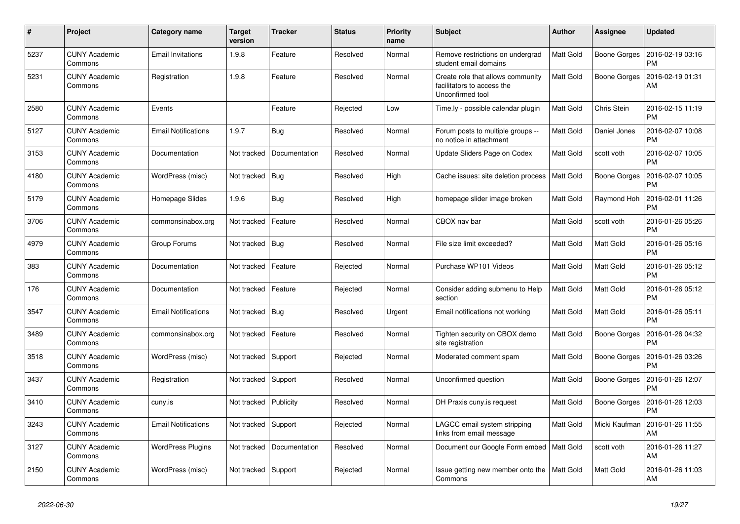| # | Project | Category name | Target version | Tracker | Status | Priority name | Subject | Author | Assignee | Updated |
|---|---|---|---|---|---|---|---|---|---|---|
| 5237 | CUNY Academic Commons | Email Invitations | 1.9.8 | Feature | Resolved | Normal | Remove restrictions on undergrad student email domains | Matt Gold | Boone Gorges | 2016-02-19 03:16 PM |
| 5231 | CUNY Academic Commons | Registration | 1.9.8 | Feature | Resolved | Normal | Create role that allows community facilitators to access the Unconfirmed tool | Matt Gold | Boone Gorges | 2016-02-19 01:31 AM |
| 2580 | CUNY Academic Commons | Events | | Feature | Rejected | Low | Time.ly - possible calendar plugin | Matt Gold | Chris Stein | 2016-02-15 11:19 PM |
| 5127 | CUNY Academic Commons | Email Notifications | 1.9.7 | Bug | Resolved | Normal | Forum posts to multiple groups -- no notice in attachment | Matt Gold | Daniel Jones | 2016-02-07 10:08 PM |
| 3153 | CUNY Academic Commons | Documentation | Not tracked | Documentation | Resolved | Normal | Update Sliders Page on Codex | Matt Gold | scott voth | 2016-02-07 10:05 PM |
| 4180 | CUNY Academic Commons | WordPress (misc) | Not tracked | Bug | Resolved | High | Cache issues: site deletion process | Matt Gold | Boone Gorges | 2016-02-07 10:05 PM |
| 5179 | CUNY Academic Commons | Homepage Slides | 1.9.6 | Bug | Resolved | High | homepage slider image broken | Matt Gold | Raymond Hoh | 2016-02-01 11:26 PM |
| 3706 | CUNY Academic Commons | commonsinabox.org | Not tracked | Feature | Resolved | Normal | CBOX nav bar | Matt Gold | scott voth | 2016-01-26 05:26 PM |
| 4979 | CUNY Academic Commons | Group Forums | Not tracked | Bug | Resolved | Normal | File size limit exceeded? | Matt Gold | Matt Gold | 2016-01-26 05:16 PM |
| 383 | CUNY Academic Commons | Documentation | Not tracked | Feature | Rejected | Normal | Purchase WP101 Videos | Matt Gold | Matt Gold | 2016-01-26 05:12 PM |
| 176 | CUNY Academic Commons | Documentation | Not tracked | Feature | Rejected | Normal | Consider adding submenu to Help section | Matt Gold | Matt Gold | 2016-01-26 05:12 PM |
| 3547 | CUNY Academic Commons | Email Notifications | Not tracked | Bug | Resolved | Urgent | Email notifications not working | Matt Gold | Matt Gold | 2016-01-26 05:11 PM |
| 3489 | CUNY Academic Commons | commonsinabox.org | Not tracked | Feature | Resolved | Normal | Tighten security on CBOX demo site registration | Matt Gold | Boone Gorges | 2016-01-26 04:32 PM |
| 3518 | CUNY Academic Commons | WordPress (misc) | Not tracked | Support | Rejected | Normal | Moderated comment spam | Matt Gold | Boone Gorges | 2016-01-26 03:26 PM |
| 3437 | CUNY Academic Commons | Registration | Not tracked | Support | Resolved | Normal | Unconfirmed question | Matt Gold | Boone Gorges | 2016-01-26 12:07 PM |
| 3410 | CUNY Academic Commons | cuny.is | Not tracked | Publicity | Resolved | Normal | DH Praxis cuny.is request | Matt Gold | Boone Gorges | 2016-01-26 12:03 PM |
| 3243 | CUNY Academic Commons | Email Notifications | Not tracked | Support | Rejected | Normal | LAGCC email system stripping links from email message | Matt Gold | Micki Kaufman | 2016-01-26 11:55 AM |
| 3127 | CUNY Academic Commons | WordPress Plugins | Not tracked | Documentation | Resolved | Normal | Document our Google Form embed | Matt Gold | scott voth | 2016-01-26 11:27 AM |
| 2150 | CUNY Academic Commons | WordPress (misc) | Not tracked | Support | Rejected | Normal | Issue getting new member onto the Commons | Matt Gold | Matt Gold | 2016-01-26 11:03 AM |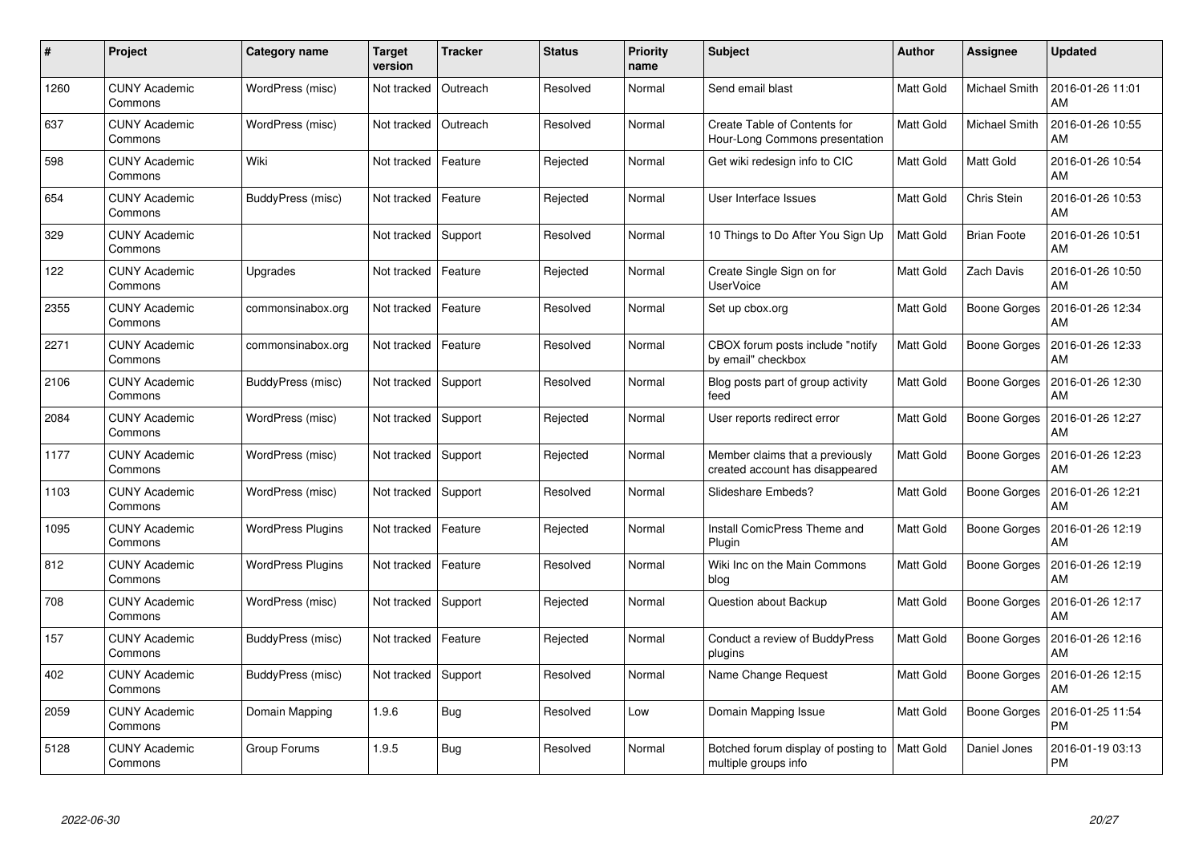| # | Project | Category name | Target version | Tracker | Status | Priority name | Subject | Author | Assignee | Updated |
|---|---|---|---|---|---|---|---|---|---|---|
| 1260 | CUNY Academic Commons | WordPress (misc) | Not tracked | Outreach | Resolved | Normal | Send email blast | Matt Gold | Michael Smith | 2016-01-26 11:01 AM |
| 637 | CUNY Academic Commons | WordPress (misc) | Not tracked | Outreach | Resolved | Normal | Create Table of Contents for Hour-Long Commons presentation | Matt Gold | Michael Smith | 2016-01-26 10:55 AM |
| 598 | CUNY Academic Commons | Wiki | Not tracked | Feature | Rejected | Normal | Get wiki redesign info to CIC | Matt Gold | Matt Gold | 2016-01-26 10:54 AM |
| 654 | CUNY Academic Commons | BuddyPress (misc) | Not tracked | Feature | Rejected | Normal | User Interface Issues | Matt Gold | Chris Stein | 2016-01-26 10:53 AM |
| 329 | CUNY Academic Commons | | Not tracked | Support | Resolved | Normal | 10 Things to Do After You Sign Up | Matt Gold | Brian Foote | 2016-01-26 10:51 AM |
| 122 | CUNY Academic Commons | Upgrades | Not tracked | Feature | Rejected | Normal | Create Single Sign on for UserVoice | Matt Gold | Zach Davis | 2016-01-26 10:50 AM |
| 2355 | CUNY Academic Commons | commonsinabox.org | Not tracked | Feature | Resolved | Normal | Set up cbox.org | Matt Gold | Boone Gorges | 2016-01-26 12:34 AM |
| 2271 | CUNY Academic Commons | commonsinabox.org | Not tracked | Feature | Resolved | Normal | CBOX forum posts include "notify by email" checkbox | Matt Gold | Boone Gorges | 2016-01-26 12:33 AM |
| 2106 | CUNY Academic Commons | BuddyPress (misc) | Not tracked | Support | Resolved | Normal | Blog posts part of group activity feed | Matt Gold | Boone Gorges | 2016-01-26 12:30 AM |
| 2084 | CUNY Academic Commons | WordPress (misc) | Not tracked | Support | Rejected | Normal | User reports redirect error | Matt Gold | Boone Gorges | 2016-01-26 12:27 AM |
| 1177 | CUNY Academic Commons | WordPress (misc) | Not tracked | Support | Rejected | Normal | Member claims that a previously created account has disappeared | Matt Gold | Boone Gorges | 2016-01-26 12:23 AM |
| 1103 | CUNY Academic Commons | WordPress (misc) | Not tracked | Support | Resolved | Normal | Slideshare Embeds? | Matt Gold | Boone Gorges | 2016-01-26 12:21 AM |
| 1095 | CUNY Academic Commons | WordPress Plugins | Not tracked | Feature | Rejected | Normal | Install ComicPress Theme and Plugin | Matt Gold | Boone Gorges | 2016-01-26 12:19 AM |
| 812 | CUNY Academic Commons | WordPress Plugins | Not tracked | Feature | Resolved | Normal | Wiki Inc on the Main Commons blog | Matt Gold | Boone Gorges | 2016-01-26 12:19 AM |
| 708 | CUNY Academic Commons | WordPress (misc) | Not tracked | Support | Rejected | Normal | Question about Backup | Matt Gold | Boone Gorges | 2016-01-26 12:17 AM |
| 157 | CUNY Academic Commons | BuddyPress (misc) | Not tracked | Feature | Rejected | Normal | Conduct a review of BuddyPress plugins | Matt Gold | Boone Gorges | 2016-01-26 12:16 AM |
| 402 | CUNY Academic Commons | BuddyPress (misc) | Not tracked | Support | Resolved | Normal | Name Change Request | Matt Gold | Boone Gorges | 2016-01-26 12:15 AM |
| 2059 | CUNY Academic Commons | Domain Mapping | 1.9.6 | Bug | Resolved | Low | Domain Mapping Issue | Matt Gold | Boone Gorges | 2016-01-25 11:54 PM |
| 5128 | CUNY Academic Commons | Group Forums | 1.9.5 | Bug | Resolved | Normal | Botched forum display of posting to multiple groups info | Matt Gold | Daniel Jones | 2016-01-19 03:13 PM |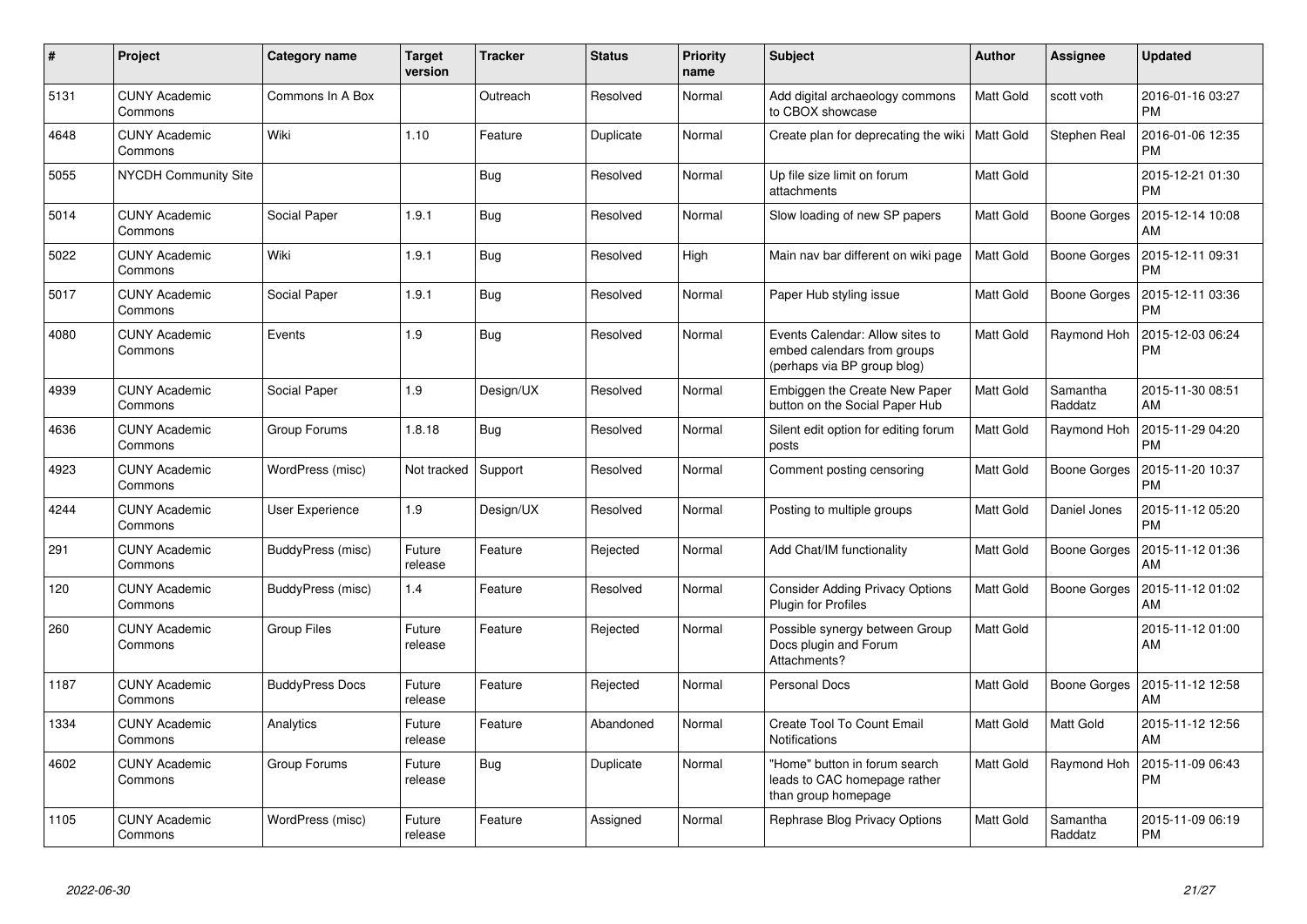| # | Project | Category name | Target version | Tracker | Status | Priority name | Subject | Author | Assignee | Updated |
|---|---|---|---|---|---|---|---|---|---|---|
| 5131 | CUNY Academic Commons | Commons In A Box | | Outreach | Resolved | Normal | Add digital archaeology commons to CBOX showcase | Matt Gold | scott voth | 2016-01-16 03:27 PM |
| 4648 | CUNY Academic Commons | Wiki | 1.10 | Feature | Duplicate | Normal | Create plan for deprecating the wiki | Matt Gold | Stephen Real | 2016-01-06 12:35 PM |
| 5055 | NYCDH Community Site | | | Bug | Resolved | Normal | Up file size limit on forum attachments | Matt Gold | | 2015-12-21 01:30 PM |
| 5014 | CUNY Academic Commons | Social Paper | 1.9.1 | Bug | Resolved | Normal | Slow loading of new SP papers | Matt Gold | Boone Gorges | 2015-12-14 10:08 AM |
| 5022 | CUNY Academic Commons | Wiki | 1.9.1 | Bug | Resolved | High | Main nav bar different on wiki page | Matt Gold | Boone Gorges | 2015-12-11 09:31 PM |
| 5017 | CUNY Academic Commons | Social Paper | 1.9.1 | Bug | Resolved | Normal | Paper Hub styling issue | Matt Gold | Boone Gorges | 2015-12-11 03:36 PM |
| 4080 | CUNY Academic Commons | Events | 1.9 | Bug | Resolved | Normal | Events Calendar: Allow sites to embed calendars from groups (perhaps via BP group blog) | Matt Gold | Raymond Hoh | 2015-12-03 06:24 PM |
| 4939 | CUNY Academic Commons | Social Paper | 1.9 | Design/UX | Resolved | Normal | Embiggen the Create New Paper button on the Social Paper Hub | Matt Gold | Samantha Raddatz | 2015-11-30 08:51 AM |
| 4636 | CUNY Academic Commons | Group Forums | 1.8.18 | Bug | Resolved | Normal | Silent edit option for editing forum posts | Matt Gold | Raymond Hoh | 2015-11-29 04:20 PM |
| 4923 | CUNY Academic Commons | WordPress (misc) | Not tracked | Support | Resolved | Normal | Comment posting censoring | Matt Gold | Boone Gorges | 2015-11-20 10:37 PM |
| 4244 | CUNY Academic Commons | User Experience | 1.9 | Design/UX | Resolved | Normal | Posting to multiple groups | Matt Gold | Daniel Jones | 2015-11-12 05:20 PM |
| 291 | CUNY Academic Commons | BuddyPress (misc) | Future release | Feature | Rejected | Normal | Add Chat/IM functionality | Matt Gold | Boone Gorges | 2015-11-12 01:36 AM |
| 120 | CUNY Academic Commons | BuddyPress (misc) | 1.4 | Feature | Resolved | Normal | Consider Adding Privacy Options Plugin for Profiles | Matt Gold | Boone Gorges | 2015-11-12 01:02 AM |
| 260 | CUNY Academic Commons | Group Files | Future release | Feature | Rejected | Normal | Possible synergy between Group Docs plugin and Forum Attachments? | Matt Gold | | 2015-11-12 01:00 AM |
| 1187 | CUNY Academic Commons | BuddyPress Docs | Future release | Feature | Rejected | Normal | Personal Docs | Matt Gold | Boone Gorges | 2015-11-12 12:58 AM |
| 1334 | CUNY Academic Commons | Analytics | Future release | Feature | Abandoned | Normal | Create Tool To Count Email Notifications | Matt Gold | Matt Gold | 2015-11-12 12:56 AM |
| 4602 | CUNY Academic Commons | Group Forums | Future release | Bug | Duplicate | Normal | "Home" button in forum search leads to CAC homepage rather than group homepage | Matt Gold | Raymond Hoh | 2015-11-09 06:43 PM |
| 1105 | CUNY Academic Commons | WordPress (misc) | Future release | Feature | Assigned | Normal | Rephrase Blog Privacy Options | Matt Gold | Samantha Raddatz | 2015-11-09 06:19 PM |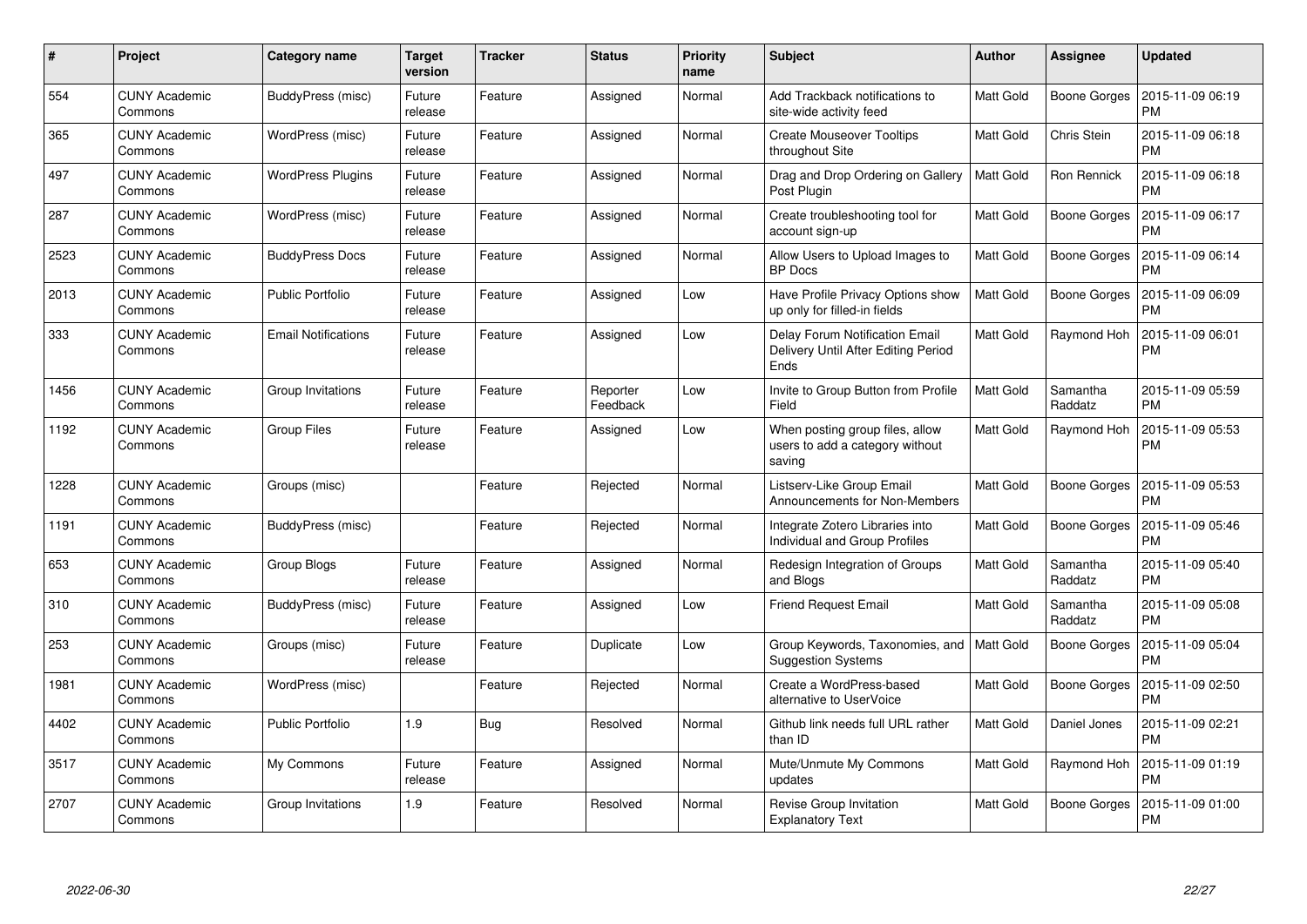| # | Project | Category name | Target version | Tracker | Status | Priority name | Subject | Author | Assignee | Updated |
|---|---|---|---|---|---|---|---|---|---|---|
| 554 | CUNY Academic Commons | BuddyPress (misc) | Future release | Feature | Assigned | Normal | Add Trackback notifications to site-wide activity feed | Matt Gold | Boone Gorges | 2015-11-09 06:19 PM |
| 365 | CUNY Academic Commons | WordPress (misc) | Future release | Feature | Assigned | Normal | Create Mouseover Tooltips throughout Site | Matt Gold | Chris Stein | 2015-11-09 06:18 PM |
| 497 | CUNY Academic Commons | WordPress Plugins | Future release | Feature | Assigned | Normal | Drag and Drop Ordering on Gallery Post Plugin | Matt Gold | Ron Rennick | 2015-11-09 06:18 PM |
| 287 | CUNY Academic Commons | WordPress (misc) | Future release | Feature | Assigned | Normal | Create troubleshooting tool for account sign-up | Matt Gold | Boone Gorges | 2015-11-09 06:17 PM |
| 2523 | CUNY Academic Commons | BuddyPress Docs | Future release | Feature | Assigned | Normal | Allow Users to Upload Images to BP Docs | Matt Gold | Boone Gorges | 2015-11-09 06:14 PM |
| 2013 | CUNY Academic Commons | Public Portfolio | Future release | Feature | Assigned | Low | Have Profile Privacy Options show up only for filled-in fields | Matt Gold | Boone Gorges | 2015-11-09 06:09 PM |
| 333 | CUNY Academic Commons | Email Notifications | Future release | Feature | Assigned | Low | Delay Forum Notification Email Delivery Until After Editing Period Ends | Matt Gold | Raymond Hoh | 2015-11-09 06:01 PM |
| 1456 | CUNY Academic Commons | Group Invitations | Future release | Feature | Reporter Feedback | Low | Invite to Group Button from Profile Field | Matt Gold | Samantha Raddatz | 2015-11-09 05:59 PM |
| 1192 | CUNY Academic Commons | Group Files | Future release | Feature | Assigned | Low | When posting group files, allow users to add a category without saving | Matt Gold | Raymond Hoh | 2015-11-09 05:53 PM |
| 1228 | CUNY Academic Commons | Groups (misc) | | Feature | Rejected | Normal | Listserv-Like Group Email Announcements for Non-Members | Matt Gold | Boone Gorges | 2015-11-09 05:53 PM |
| 1191 | CUNY Academic Commons | BuddyPress (misc) | | Feature | Rejected | Normal | Integrate Zotero Libraries into Individual and Group Profiles | Matt Gold | Boone Gorges | 2015-11-09 05:46 PM |
| 653 | CUNY Academic Commons | Group Blogs | Future release | Feature | Assigned | Normal | Redesign Integration of Groups and Blogs | Matt Gold | Samantha Raddatz | 2015-11-09 05:40 PM |
| 310 | CUNY Academic Commons | BuddyPress (misc) | Future release | Feature | Assigned | Low | Friend Request Email | Matt Gold | Samantha Raddatz | 2015-11-09 05:08 PM |
| 253 | CUNY Academic Commons | Groups (misc) | Future release | Feature | Duplicate | Low | Group Keywords, Taxonomies, and Suggestion Systems | Matt Gold | Boone Gorges | 2015-11-09 05:04 PM |
| 1981 | CUNY Academic Commons | WordPress (misc) | | Feature | Rejected | Normal | Create a WordPress-based alternative to UserVoice | Matt Gold | Boone Gorges | 2015-11-09 02:50 PM |
| 4402 | CUNY Academic Commons | Public Portfolio | 1.9 | Bug | Resolved | Normal | Github link needs full URL rather than ID | Matt Gold | Daniel Jones | 2015-11-09 02:21 PM |
| 3517 | CUNY Academic Commons | My Commons | Future release | Feature | Assigned | Normal | Mute/Unmute My Commons updates | Matt Gold | Raymond Hoh | 2015-11-09 01:19 PM |
| 2707 | CUNY Academic Commons | Group Invitations | 1.9 | Feature | Resolved | Normal | Revise Group Invitation Explanatory Text | Matt Gold | Boone Gorges | 2015-11-09 01:00 PM |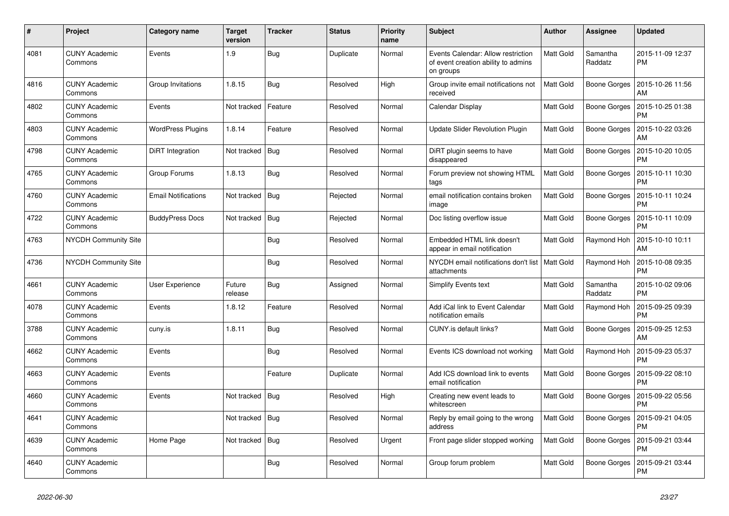| # | Project | Category name | Target version | Tracker | Status | Priority name | Subject | Author | Assignee | Updated |
|---|---|---|---|---|---|---|---|---|---|---|
| 4081 | CUNY Academic Commons | Events | 1.9 | Bug | Duplicate | Normal | Events Calendar: Allow restriction of event creation ability to admins on groups | Matt Gold | Samantha Raddatz | 2015-11-09 12:37 PM |
| 4816 | CUNY Academic Commons | Group Invitations | 1.8.15 | Bug | Resolved | High | Group invite email notifications not received | Matt Gold | Boone Gorges | 2015-10-26 11:56 AM |
| 4802 | CUNY Academic Commons | Events | Not tracked | Feature | Resolved | Normal | Calendar Display | Matt Gold | Boone Gorges | 2015-10-25 01:38 PM |
| 4803 | CUNY Academic Commons | WordPress Plugins | 1.8.14 | Feature | Resolved | Normal | Update Slider Revolution Plugin | Matt Gold | Boone Gorges | 2015-10-22 03:26 AM |
| 4798 | CUNY Academic Commons | DiRT Integration | Not tracked | Bug | Resolved | Normal | DiRT plugin seems to have disappeared | Matt Gold | Boone Gorges | 2015-10-20 10:05 PM |
| 4765 | CUNY Academic Commons | Group Forums | 1.8.13 | Bug | Resolved | Normal | Forum preview not showing HTML tags | Matt Gold | Boone Gorges | 2015-10-11 10:30 PM |
| 4760 | CUNY Academic Commons | Email Notifications | Not tracked | Bug | Rejected | Normal | email notification contains broken image | Matt Gold | Boone Gorges | 2015-10-11 10:24 PM |
| 4722 | CUNY Academic Commons | BuddyPress Docs | Not tracked | Bug | Rejected | Normal | Doc listing overflow issue | Matt Gold | Boone Gorges | 2015-10-11 10:09 PM |
| 4763 | NYCDH Community Site | | | Bug | Resolved | Normal | Embedded HTML link doesn't appear in email notification | Matt Gold | Raymond Hoh | 2015-10-10 10:11 AM |
| 4736 | NYCDH Community Site | | | Bug | Resolved | Normal | NYCDH email notifications don't list attachments | Matt Gold | Raymond Hoh | 2015-10-08 09:35 PM |
| 4661 | CUNY Academic Commons | User Experience | Future release | Bug | Assigned | Normal | Simplify Events text | Matt Gold | Samantha Raddatz | 2015-10-02 09:06 PM |
| 4078 | CUNY Academic Commons | Events | 1.8.12 | Feature | Resolved | Normal | Add iCal link to Event Calendar notification emails | Matt Gold | Raymond Hoh | 2015-09-25 09:39 PM |
| 3788 | CUNY Academic Commons | cuny.is | 1.8.11 | Bug | Resolved | Normal | CUNY.is default links? | Matt Gold | Boone Gorges | 2015-09-25 12:53 AM |
| 4662 | CUNY Academic Commons | Events | | Bug | Resolved | Normal | Events ICS download not working | Matt Gold | Raymond Hoh | 2015-09-23 05:37 PM |
| 4663 | CUNY Academic Commons | Events | | Feature | Duplicate | Normal | Add ICS download link to events email notification | Matt Gold | Boone Gorges | 2015-09-22 08:10 PM |
| 4660 | CUNY Academic Commons | Events | Not tracked | Bug | Resolved | High | Creating new event leads to whitescreen | Matt Gold | Boone Gorges | 2015-09-22 05:56 PM |
| 4641 | CUNY Academic Commons | | Not tracked | Bug | Resolved | Normal | Reply by email going to the wrong address | Matt Gold | Boone Gorges | 2015-09-21 04:05 PM |
| 4639 | CUNY Academic Commons | Home Page | Not tracked | Bug | Resolved | Urgent | Front page slider stopped working | Matt Gold | Boone Gorges | 2015-09-21 03:44 PM |
| 4640 | CUNY Academic Commons | | | Bug | Resolved | Normal | Group forum problem | Matt Gold | Boone Gorges | 2015-09-21 03:44 PM |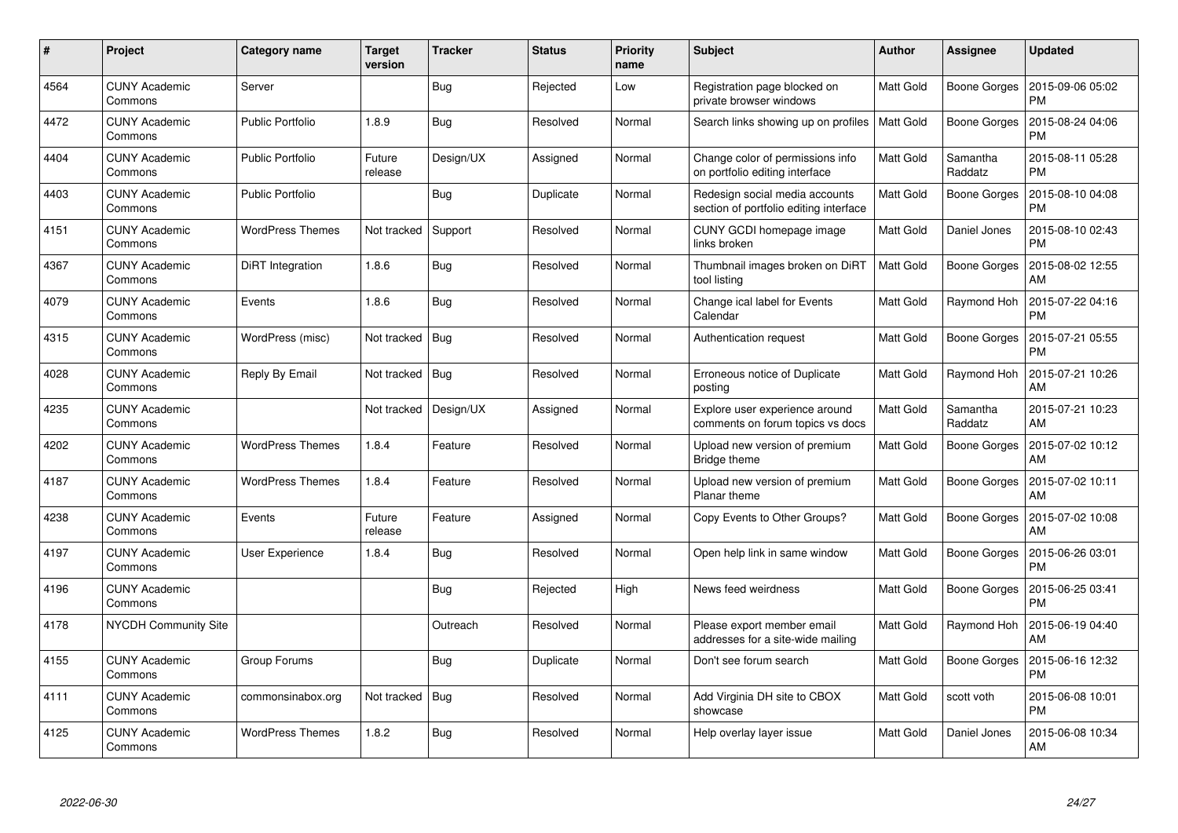| # | Project | Category name | Target version | Tracker | Status | Priority name | Subject | Author | Assignee | Updated |
|---|---|---|---|---|---|---|---|---|---|---|
| 4564 | CUNY Academic Commons | Server | | Bug | Rejected | Low | Registration page blocked on private browser windows | Matt Gold | Boone Gorges | 2015-09-06 05:02 PM |
| 4472 | CUNY Academic Commons | Public Portfolio | 1.8.9 | Bug | Resolved | Normal | Search links showing up on profiles | Matt Gold | Boone Gorges | 2015-08-24 04:06 PM |
| 4404 | CUNY Academic Commons | Public Portfolio | Future release | Design/UX | Assigned | Normal | Change color of permissions info on portfolio editing interface | Matt Gold | Samantha Raddatz | 2015-08-11 05:28 PM |
| 4403 | CUNY Academic Commons | Public Portfolio | | Bug | Duplicate | Normal | Redesign social media accounts section of portfolio editing interface | Matt Gold | Boone Gorges | 2015-08-10 04:08 PM |
| 4151 | CUNY Academic Commons | WordPress Themes | Not tracked | Support | Resolved | Normal | CUNY GCDI homepage image links broken | Matt Gold | Daniel Jones | 2015-08-10 02:43 PM |
| 4367 | CUNY Academic Commons | DiRT Integration | 1.8.6 | Bug | Resolved | Normal | Thumbnail images broken on DiRT tool listing | Matt Gold | Boone Gorges | 2015-08-02 12:55 AM |
| 4079 | CUNY Academic Commons | Events | 1.8.6 | Bug | Resolved | Normal | Change ical label for Events Calendar | Matt Gold | Raymond Hoh | 2015-07-22 04:16 PM |
| 4315 | CUNY Academic Commons | WordPress (misc) | Not tracked | Bug | Resolved | Normal | Authentication request | Matt Gold | Boone Gorges | 2015-07-21 05:55 PM |
| 4028 | CUNY Academic Commons | Reply By Email | Not tracked | Bug | Resolved | Normal | Erroneous notice of Duplicate posting | Matt Gold | Raymond Hoh | 2015-07-21 10:26 AM |
| 4235 | CUNY Academic Commons | | Not tracked | Design/UX | Assigned | Normal | Explore user experience around comments on forum topics vs docs | Matt Gold | Samantha Raddatz | 2015-07-21 10:23 AM |
| 4202 | CUNY Academic Commons | WordPress Themes | 1.8.4 | Feature | Resolved | Normal | Upload new version of premium Bridge theme | Matt Gold | Boone Gorges | 2015-07-02 10:12 AM |
| 4187 | CUNY Academic Commons | WordPress Themes | 1.8.4 | Feature | Resolved | Normal | Upload new version of premium Planar theme | Matt Gold | Boone Gorges | 2015-07-02 10:11 AM |
| 4238 | CUNY Academic Commons | Events | Future release | Feature | Assigned | Normal | Copy Events to Other Groups? | Matt Gold | Boone Gorges | 2015-07-02 10:08 AM |
| 4197 | CUNY Academic Commons | User Experience | 1.8.4 | Bug | Resolved | Normal | Open help link in same window | Matt Gold | Boone Gorges | 2015-06-26 03:01 PM |
| 4196 | CUNY Academic Commons | | | Bug | Rejected | High | News feed weirdness | Matt Gold | Boone Gorges | 2015-06-25 03:41 PM |
| 4178 | NYCDH Community Site | | | Outreach | Resolved | Normal | Please export member email addresses for a site-wide mailing | Matt Gold | Raymond Hoh | 2015-06-19 04:40 AM |
| 4155 | CUNY Academic Commons | Group Forums | | Bug | Duplicate | Normal | Don't see forum search | Matt Gold | Boone Gorges | 2015-06-16 12:32 PM |
| 4111 | CUNY Academic Commons | commonsinabox.org | Not tracked | Bug | Resolved | Normal | Add Virginia DH site to CBOX showcase | Matt Gold | scott voth | 2015-06-08 10:01 PM |
| 4125 | CUNY Academic Commons | WordPress Themes | 1.8.2 | Bug | Resolved | Normal | Help overlay layer issue | Matt Gold | Daniel Jones | 2015-06-08 10:34 AM |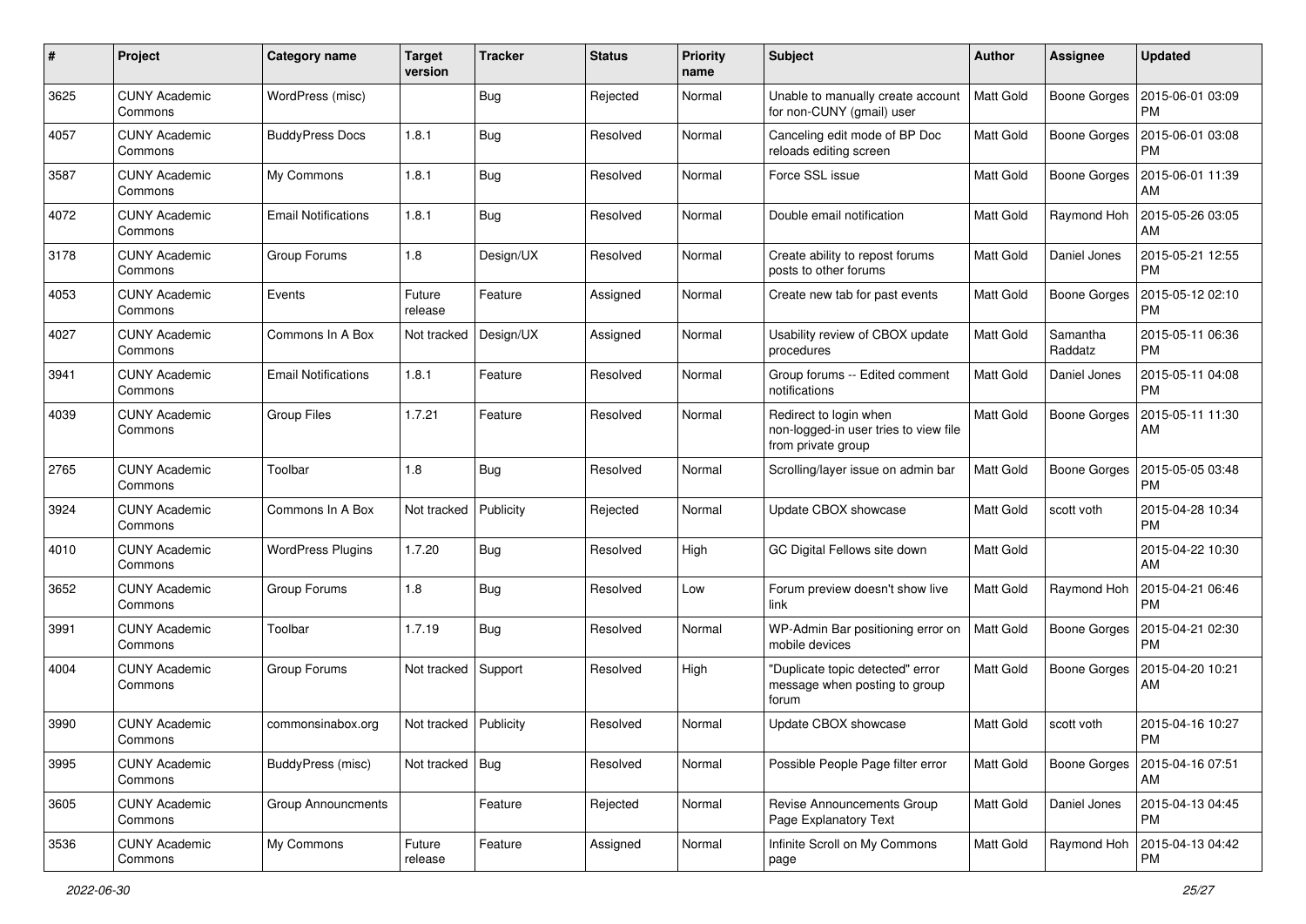| # | Project | Category name | Target version | Tracker | Status | Priority name | Subject | Author | Assignee | Updated |
|---|---|---|---|---|---|---|---|---|---|---|
| 3625 | CUNY Academic Commons | WordPress (misc) | | Bug | Rejected | Normal | Unable to manually create account for non-CUNY (gmail) user | Matt Gold | Boone Gorges | 2015-06-01 03:09 PM |
| 4057 | CUNY Academic Commons | BuddyPress Docs | 1.8.1 | Bug | Resolved | Normal | Canceling edit mode of BP Doc reloads editing screen | Matt Gold | Boone Gorges | 2015-06-01 03:08 PM |
| 3587 | CUNY Academic Commons | My Commons | 1.8.1 | Bug | Resolved | Normal | Force SSL issue | Matt Gold | Boone Gorges | 2015-06-01 11:39 AM |
| 4072 | CUNY Academic Commons | Email Notifications | 1.8.1 | Bug | Resolved | Normal | Double email notification | Matt Gold | Raymond Hoh | 2015-05-26 03:05 AM |
| 3178 | CUNY Academic Commons | Group Forums | 1.8 | Design/UX | Resolved | Normal | Create ability to repost forums posts to other forums | Matt Gold | Daniel Jones | 2015-05-21 12:55 PM |
| 4053 | CUNY Academic Commons | Events | Future release | Feature | Assigned | Normal | Create new tab for past events | Matt Gold | Boone Gorges | 2015-05-12 02:10 PM |
| 4027 | CUNY Academic Commons | Commons In A Box | Not tracked | Design/UX | Assigned | Normal | Usability review of CBOX update procedures | Matt Gold | Samantha Raddatz | 2015-05-11 06:36 PM |
| 3941 | CUNY Academic Commons | Email Notifications | 1.8.1 | Feature | Resolved | Normal | Group forums -- Edited comment notifications | Matt Gold | Daniel Jones | 2015-05-11 04:08 PM |
| 4039 | CUNY Academic Commons | Group Files | 1.7.21 | Feature | Resolved | Normal | Redirect to login when non-logged-in user tries to view file from private group | Matt Gold | Boone Gorges | 2015-05-11 11:30 AM |
| 2765 | CUNY Academic Commons | Toolbar | 1.8 | Bug | Resolved | Normal | Scrolling/layer issue on admin bar | Matt Gold | Boone Gorges | 2015-05-05 03:48 PM |
| 3924 | CUNY Academic Commons | Commons In A Box | Not tracked | Publicity | Rejected | Normal | Update CBOX showcase | Matt Gold | scott voth | 2015-04-28 10:34 PM |
| 4010 | CUNY Academic Commons | WordPress Plugins | 1.7.20 | Bug | Resolved | High | GC Digital Fellows site down | Matt Gold | | 2015-04-22 10:30 AM |
| 3652 | CUNY Academic Commons | Group Forums | 1.8 | Bug | Resolved | Low | Forum preview doesn't show live link | Matt Gold | Raymond Hoh | 2015-04-21 06:46 PM |
| 3991 | CUNY Academic Commons | Toolbar | 1.7.19 | Bug | Resolved | Normal | WP-Admin Bar positioning error on mobile devices | Matt Gold | Boone Gorges | 2015-04-21 02:30 PM |
| 4004 | CUNY Academic Commons | Group Forums | Not tracked | Support | Resolved | High | "Duplicate topic detected" error message when posting to group forum | Matt Gold | Boone Gorges | 2015-04-20 10:21 AM |
| 3990 | CUNY Academic Commons | commonsinabox.org | Not tracked | Publicity | Resolved | Normal | Update CBOX showcase | Matt Gold | scott voth | 2015-04-16 10:27 PM |
| 3995 | CUNY Academic Commons | BuddyPress (misc) | Not tracked | Bug | Resolved | Normal | Possible People Page filter error | Matt Gold | Boone Gorges | 2015-04-16 07:51 AM |
| 3605 | CUNY Academic Commons | Group Announcments | | Feature | Rejected | Normal | Revise Announcements Group Page Explanatory Text | Matt Gold | Daniel Jones | 2015-04-13 04:45 PM |
| 3536 | CUNY Academic Commons | My Commons | Future release | Feature | Assigned | Normal | Infinite Scroll on My Commons page | Matt Gold | Raymond Hoh | 2015-04-13 04:42 PM |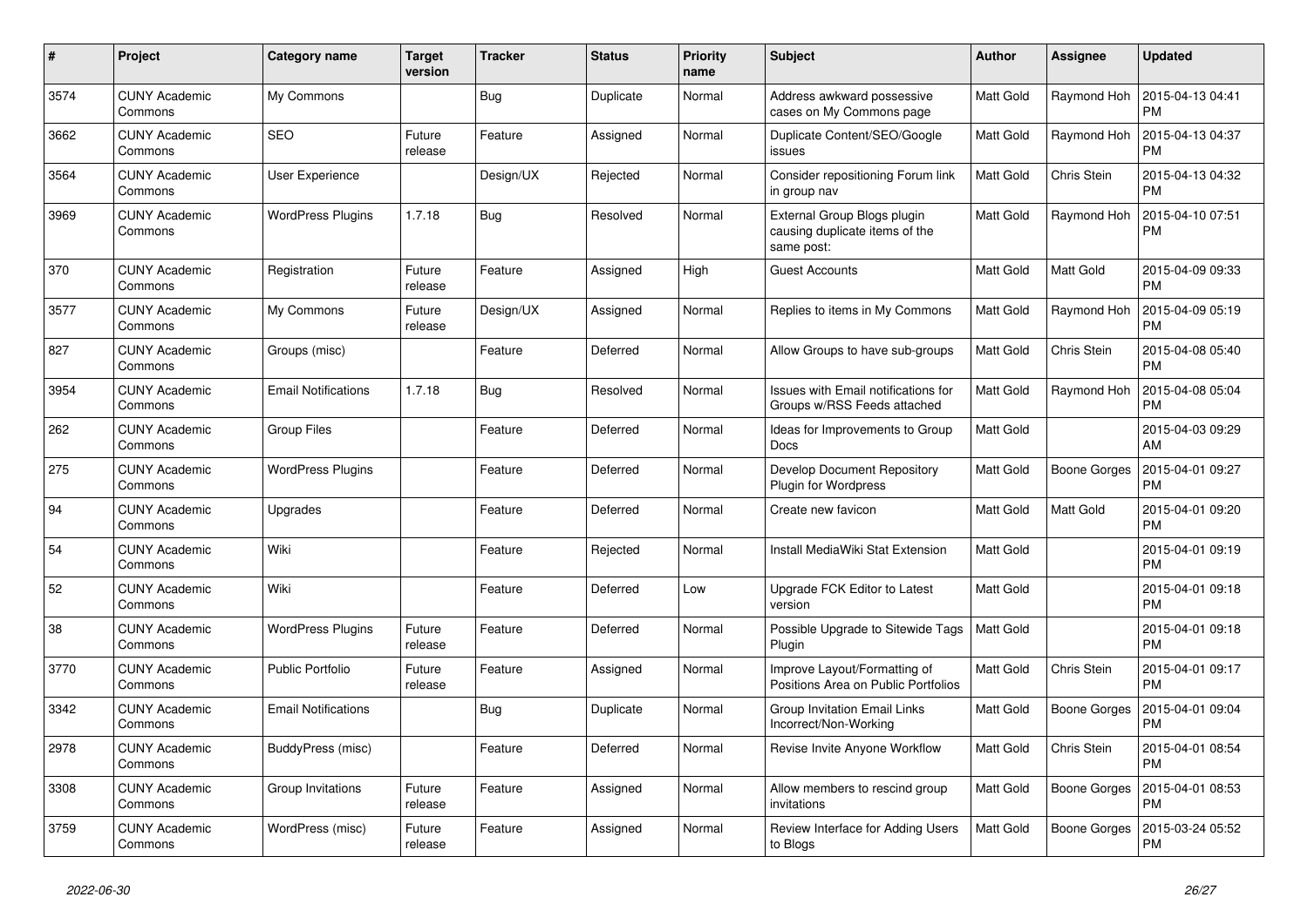| # | Project | Category name | Target version | Tracker | Status | Priority name | Subject | Author | Assignee | Updated |
|---|---|---|---|---|---|---|---|---|---|---|
| 3574 | CUNY Academic Commons | My Commons | | Bug | Duplicate | Normal | Address awkward possessive cases on My Commons page | Matt Gold | Raymond Hoh | 2015-04-13 04:41 PM |
| 3662 | CUNY Academic Commons | SEO | Future release | Feature | Assigned | Normal | Duplicate Content/SEO/Google issues | Matt Gold | Raymond Hoh | 2015-04-13 04:37 PM |
| 3564 | CUNY Academic Commons | User Experience | | Design/UX | Rejected | Normal | Consider repositioning Forum link in group nav | Matt Gold | Chris Stein | 2015-04-13 04:32 PM |
| 3969 | CUNY Academic Commons | WordPress Plugins | 1.7.18 | Bug | Resolved | Normal | External Group Blogs plugin causing duplicate items of the same post: | Matt Gold | Raymond Hoh | 2015-04-10 07:51 PM |
| 370 | CUNY Academic Commons | Registration | Future release | Feature | Assigned | High | Guest Accounts | Matt Gold | Matt Gold | 2015-04-09 09:33 PM |
| 3577 | CUNY Academic Commons | My Commons | Future release | Design/UX | Assigned | Normal | Replies to items in My Commons | Matt Gold | Raymond Hoh | 2015-04-09 05:19 PM |
| 827 | CUNY Academic Commons | Groups (misc) | | Feature | Deferred | Normal | Allow Groups to have sub-groups | Matt Gold | Chris Stein | 2015-04-08 05:40 PM |
| 3954 | CUNY Academic Commons | Email Notifications | 1.7.18 | Bug | Resolved | Normal | Issues with Email notifications for Groups w/RSS Feeds attached | Matt Gold | Raymond Hoh | 2015-04-08 05:04 PM |
| 262 | CUNY Academic Commons | Group Files | | Feature | Deferred | Normal | Ideas for Improvements to Group Docs | Matt Gold | | 2015-04-03 09:29 AM |
| 275 | CUNY Academic Commons | WordPress Plugins | | Feature | Deferred | Normal | Develop Document Repository Plugin for Wordpress | Matt Gold | Boone Gorges | 2015-04-01 09:27 PM |
| 94 | CUNY Academic Commons | Upgrades | | Feature | Deferred | Normal | Create new favicon | Matt Gold | Matt Gold | 2015-04-01 09:20 PM |
| 54 | CUNY Academic Commons | Wiki | | Feature | Rejected | Normal | Install MediaWiki Stat Extension | Matt Gold | | 2015-04-01 09:19 PM |
| 52 | CUNY Academic Commons | Wiki | | Feature | Deferred | Low | Upgrade FCK Editor to Latest version | Matt Gold | | 2015-04-01 09:18 PM |
| 38 | CUNY Academic Commons | WordPress Plugins | Future release | Feature | Deferred | Normal | Possible Upgrade to Sitewide Tags Plugin | Matt Gold | | 2015-04-01 09:18 PM |
| 3770 | CUNY Academic Commons | Public Portfolio | Future release | Feature | Assigned | Normal | Improve Layout/Formatting of Positions Area on Public Portfolios | Matt Gold | Chris Stein | 2015-04-01 09:17 PM |
| 3342 | CUNY Academic Commons | Email Notifications | | Bug | Duplicate | Normal | Group Invitation Email Links Incorrect/Non-Working | Matt Gold | Boone Gorges | 2015-04-01 09:04 PM |
| 2978 | CUNY Academic Commons | BuddyPress (misc) | | Feature | Deferred | Normal | Revise Invite Anyone Workflow | Matt Gold | Chris Stein | 2015-04-01 08:54 PM |
| 3308 | CUNY Academic Commons | Group Invitations | Future release | Feature | Assigned | Normal | Allow members to rescind group invitations | Matt Gold | Boone Gorges | 2015-04-01 08:53 PM |
| 3759 | CUNY Academic Commons | WordPress (misc) | Future release | Feature | Assigned | Normal | Review Interface for Adding Users to Blogs | Matt Gold | Boone Gorges | 2015-03-24 05:52 PM |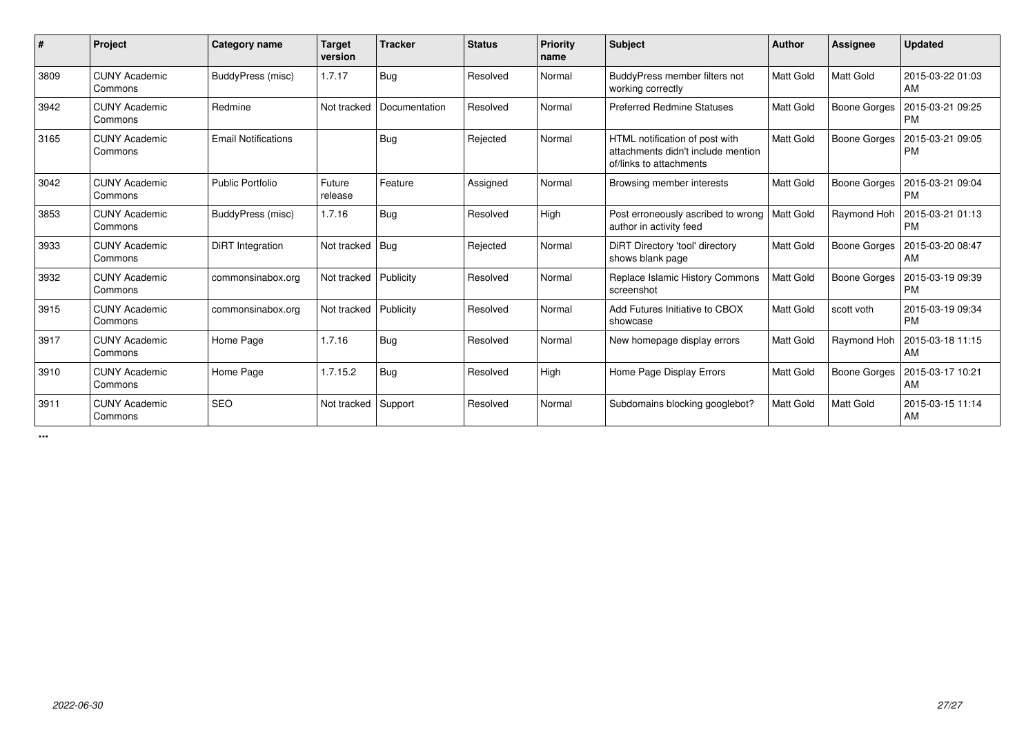| # | Project | Category name | Target version | Tracker | Status | Priority name | Subject | Author | Assignee | Updated |
|---|---|---|---|---|---|---|---|---|---|---|
| 3809 | CUNY Academic Commons | BuddyPress (misc) | 1.7.17 | Bug | Resolved | Normal | BuddyPress member filters not working correctly | Matt Gold | Matt Gold | 2015-03-22 01:03 AM |
| 3942 | CUNY Academic Commons | Redmine | Not tracked | Documentation | Resolved | Normal | Preferred Redmine Statuses | Matt Gold | Boone Gorges | 2015-03-21 09:25 PM |
| 3165 | CUNY Academic Commons | Email Notifications | | Bug | Rejected | Normal | HTML notification of post with attachments didn't include mention of/links to attachments | Matt Gold | Boone Gorges | 2015-03-21 09:05 PM |
| 3042 | CUNY Academic Commons | Public Portfolio | Future release | Feature | Assigned | Normal | Browsing member interests | Matt Gold | Boone Gorges | 2015-03-21 09:04 PM |
| 3853 | CUNY Academic Commons | BuddyPress (misc) | 1.7.16 | Bug | Resolved | High | Post erroneously ascribed to wrong author in activity feed | Matt Gold | Raymond Hoh | 2015-03-21 01:13 PM |
| 3933 | CUNY Academic Commons | DiRT Integration | Not tracked | Bug | Rejected | Normal | DiRT Directory 'tool' directory shows blank page | Matt Gold | Boone Gorges | 2015-03-20 08:47 AM |
| 3932 | CUNY Academic Commons | commonsinabox.org | Not tracked | Publicity | Resolved | Normal | Replace Islamic History Commons screenshot | Matt Gold | Boone Gorges | 2015-03-19 09:39 PM |
| 3915 | CUNY Academic Commons | commonsinabox.org | Not tracked | Publicity | Resolved | Normal | Add Futures Initiative to CBOX showcase | Matt Gold | scott voth | 2015-03-19 09:34 PM |
| 3917 | CUNY Academic Commons | Home Page | 1.7.16 | Bug | Resolved | Normal | New homepage display errors | Matt Gold | Raymond Hoh | 2015-03-18 11:15 AM |
| 3910 | CUNY Academic Commons | Home Page | 1.7.15.2 | Bug | Resolved | High | Home Page Display Errors | Matt Gold | Boone Gorges | 2015-03-17 10:21 AM |
| 3911 | CUNY Academic Commons | SEO | Not tracked | Support | Resolved | Normal | Subdomains blocking googlebot? | Matt Gold | Matt Gold | 2015-03-15 11:14 AM |

...